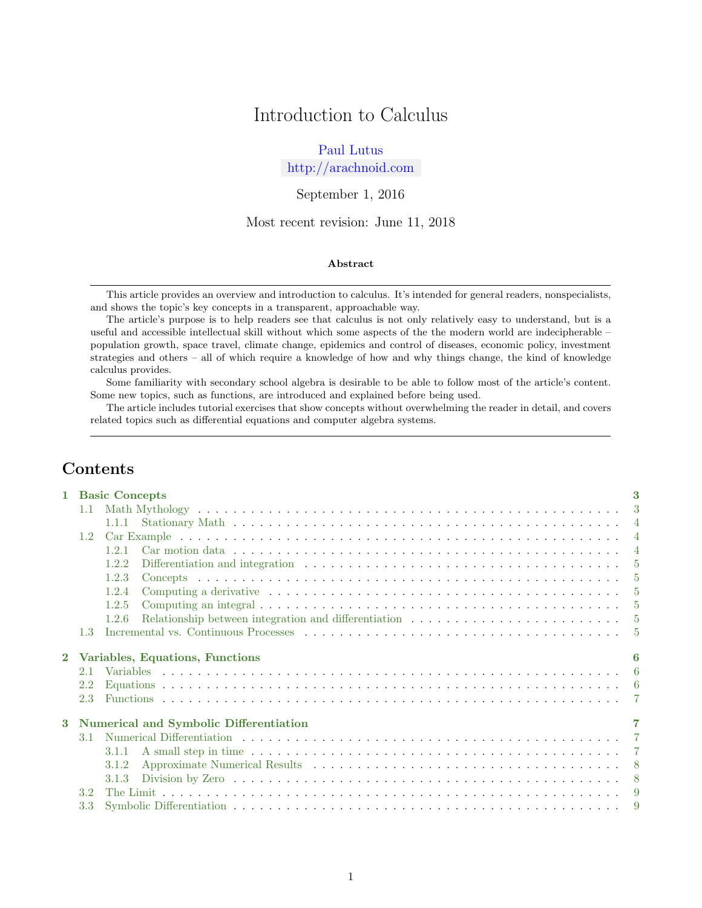# Introduction to Calculus

Paul Lutus

http://arachnoid.com

September 1, 2016

Most recent revision: June 11, 2018

**Abstract**

This article provides an overview and introduction to calculus. It's intended for general readers, nonspecialists, and shows the topic's key concepts in a transparent, approachable way.

The article's purpose is to help readers see that calculus is not only relatively easy to understand, but is a useful and accessible intellectual skill without which some aspects of the the modern world are indecipherable – population growth, space travel, climate change, epidemics and control of diseases, economic policy, investment strategies and others – all of which require a knowledge of how and why things change, the kind of knowledge calculus provides.

Some familiarity with secondary school algebra is desirable to be able to follow most of the article's content. Some new topics, such as functions, are introduced and explained before being used.

The article includes tutorial exercises that show concepts without overwhelming the reader in detail, and covers related topics such as differential equations and computer algebra systems.

## Contents

- **1 Basic Concepts** — 3
  - 1.1 Math Mythology — 3
    - 1.1.1 Stationary Math — 4
  - 1.2 Car Example — 4
    - 1.2.1 Car motion data — 4
    - 1.2.2 Differentiation and integration — 5
    - 1.2.3 Concepts — 5
    - 1.2.4 Computing a derivative — 5
    - 1.2.5 Computing an integral — 5
    - 1.2.6 Relationship between integration and differentiation — 5
  - 1.3 Incremental vs. Continuous Processes — 5
- **2 Variables, Equations, Functions** — 6
  - 2.1 Variables — 6
  - 2.2 Equations — 6
  - 2.3 Functions — 7
- **3 Numerical and Symbolic Differentiation** — 7
  - 3.1 Numerical Differentiation — 7
    - 3.1.1 A small step in time — 7
    - 3.1.2 Approximate Numerical Results — 8
    - 3.1.3 Division by Zero — 8
  - 3.2 The Limit — 9
  - 3.3 Symbolic Differentiation — 9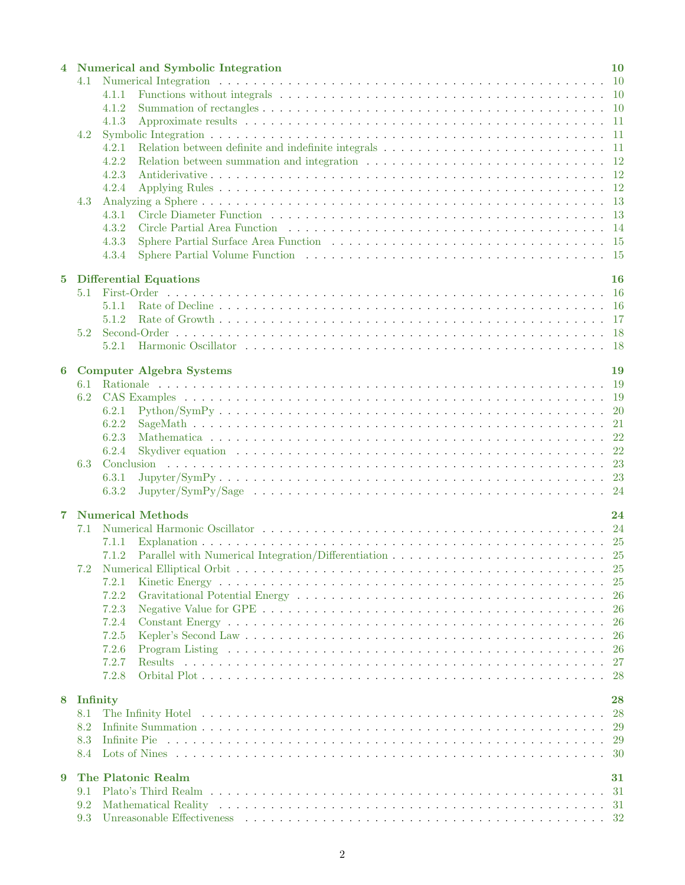**4 Numerical and Symbolic Integration** 10

- 4.1 Numerical Integration . . . 10
  - 4.1.1 Functions without integrals . . . 10
  - 4.1.2 Summation of rectangles . . . 10
  - 4.1.3 Approximate results . . . 11
- 4.2 Symbolic Integration . . . 11
  - 4.2.1 Relation between definite and indefinite integrals . . . 11
  - 4.2.2 Relation between summation and integration . . . 12
  - 4.2.3 Antiderivative . . . 12
  - 4.2.4 Applying Rules . . . 12
- 4.3 Analyzing a Sphere . . . 13
  - 4.3.1 Circle Diameter Function . . . 13
  - 4.3.2 Circle Partial Area Function . . . 14
  - 4.3.3 Sphere Partial Surface Area Function . . . 15
  - 4.3.4 Sphere Partial Volume Function . . . 15

**5 Differential Equations** 16

- 5.1 First-Order . . . 16
  - 5.1.1 Rate of Decline . . . 16
  - 5.1.2 Rate of Growth . . . 17
- 5.2 Second-Order . . . 18
  - 5.2.1 Harmonic Oscillator . . . 18

**6 Computer Algebra Systems** 19

- 6.1 Rationale . . . 19
- 6.2 CAS Examples . . . 19
  - 6.2.1 Python/SymPy . . . 20
  - 6.2.2 SageMath . . . 21
  - 6.2.3 Mathematica . . . 22
  - 6.2.4 Skydiver equation . . . 22
- 6.3 Conclusion . . . 23
  - 6.3.1 Jupyter/SymPy . . . 23
  - 6.3.2 Jupyter/SymPy/Sage . . . 24

**7 Numerical Methods** 24

- 7.1 Numerical Harmonic Oscillator . . . 24
  - 7.1.1 Explanation . . . 25
  - 7.1.2 Parallel with Numerical Integration/Differentiation . . . 25
- 7.2 Numerical Elliptical Orbit . . . 25
  - 7.2.1 Kinetic Energy . . . 25
  - 7.2.2 Gravitational Potential Energy . . . 26
  - 7.2.3 Negative Value for GPE . . . 26
  - 7.2.4 Constant Energy . . . 26
  - 7.2.5 Kepler's Second Law . . . 26
  - 7.2.6 Program Listing . . . 26
  - 7.2.7 Results . . . 27
  - 7.2.8 Orbital Plot . . . 28

**8 Infinity** 28

- 8.1 The Infinity Hotel . . . 28
- 8.2 Infinite Summation . . . 29
- 8.3 Infinite Pie . . . 29
- 8.4 Lots of Nines . . . 30

**9 The Platonic Realm** 31

- 9.1 Plato's Third Realm . . . 31
- 9.2 Mathematical Reality . . . 31
- 9.3 Unreasonable Effectiveness . . . 32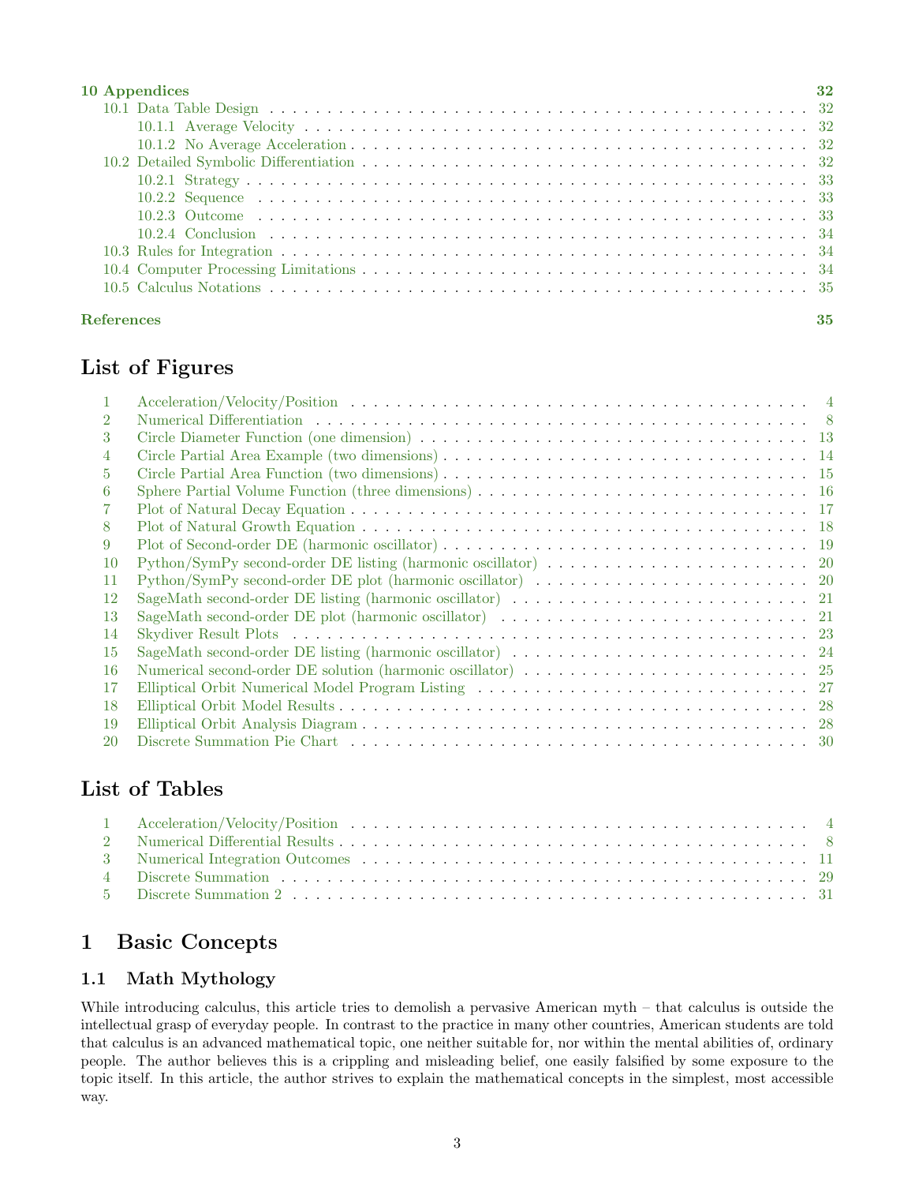10 Appendices 32
- 10.1 Data Table Design 32
  - 10.1.1 Average Velocity 32
  - 10.1.2 No Average Acceleration 32
- 10.2 Detailed Symbolic Differentiation 32
  - 10.2.1 Strategy 33
  - 10.2.2 Sequence 33
  - 10.2.3 Outcome 33
  - 10.2.4 Conclusion 34
- 10.3 Rules for Integration 34
- 10.4 Computer Processing Limitations 34
- 10.5 Calculus Notations 35

References 35

## List of Figures

1. Acceleration/Velocity/Position 4
2. Numerical Differentiation 8
3. Circle Diameter Function (one dimension) 13
4. Circle Partial Area Example (two dimensions) 14
5. Circle Partial Area Function (two dimensions) 15
6. Sphere Partial Volume Function (three dimensions) 16
7. Plot of Natural Decay Equation 17
8. Plot of Natural Growth Equation 18
9. Plot of Second-order DE (harmonic oscillator) 19
10. Python/SymPy second-order DE listing (harmonic oscillator) 20
11. Python/SymPy second-order DE plot (harmonic oscillator) 20
12. SageMath second-order DE listing (harmonic oscillator) 21
13. SageMath second-order DE plot (harmonic oscillator) 21
14. Skydiver Result Plots 23
15. SageMath second-order DE listing (harmonic oscillator) 24
16. Numerical second-order DE solution (harmonic oscillator) 25
17. Elliptical Orbit Numerical Model Program Listing 27
18. Elliptical Orbit Model Results 28
19. Elliptical Orbit Analysis Diagram 28
20. Discrete Summation Pie Chart 30

## List of Tables

1. Acceleration/Velocity/Position 4
2. Numerical Differential Results 8
3. Numerical Integration Outcomes 11
4. Discrete Summation 29
5. Discrete Summation 2 31

# 1 Basic Concepts

## 1.1 Math Mythology

While introducing calculus, this article tries to demolish a pervasive American myth – that calculus is outside the intellectual grasp of everyday people. In contrast to the practice in many other countries, American students are told that calculus is an advanced mathematical topic, one neither suitable for, nor within the mental abilities of, ordinary people. The author believes this is a crippling and misleading belief, one easily falsified by some exposure to the topic itself. In this article, the author strives to explain the mathematical concepts in the simplest, most accessible way.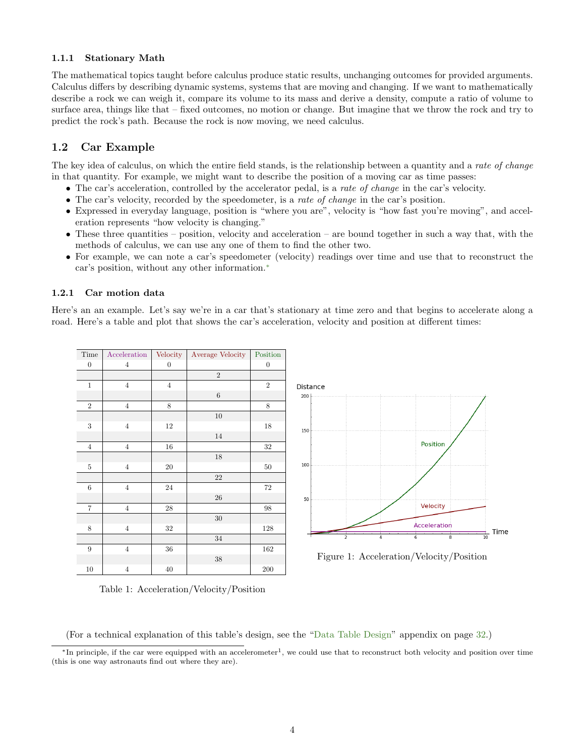### 1.1.1 Stationary Math

The mathematical topics taught before calculus produce static results, unchanging outcomes for provided arguments. Calculus differs by describing dynamic systems, systems that are moving and changing. If we want to mathematically describe a rock we can weigh it, compare its volume to its mass and derive a density, compute a ratio of volume to surface area, things like that – fixed outcomes, no motion or change. But imagine that we throw the rock and try to predict the rock's path. Because the rock is now moving, we need calculus.

## 1.2 Car Example

The key idea of calculus, on which the entire field stands, is the relationship between a quantity and a *rate of change* in that quantity. For example, we might want to describe the position of a moving car as time passes:

- The car's acceleration, controlled by the accelerator pedal, is a *rate of change* in the car's velocity.
- The car's velocity, recorded by the speedometer, is a *rate of change* in the car's position.
- Expressed in everyday language, position is "where you are", velocity is "how fast you're moving", and acceleration represents "how velocity is changing."
- These three quantities – position, velocity and acceleration – are bound together in such a way that, with the methods of calculus, we can use any one of them to find the other two.
- For example, we can note a car's speedometer (velocity) readings over time and use that to reconstruct the car's position, without any other information.*

### 1.2.1 Car motion data

Here's an an example. Let's say we're in a car that's stationary at time zero and that begins to accelerate along a road. Here's a table and plot that shows the car's acceleration, velocity and position at different times:

| Time | Acceleration | Velocity | Average Velocity | Position |
|---|---|---|---|---|
| 0 | 4 | 0 | | 0 |
| | | | 2 | |
| 1 | 4 | 4 | | 2 |
| | | | 6 | |
| 2 | 4 | 8 | | 8 |
| | | | 10 | |
| 3 | 4 | 12 | | 18 |
| | | | 14 | |
| 4 | 4 | 16 | | 32 |
| | | | 18 | |
| 5 | 4 | 20 | | 50 |
| | | | 22 | |
| 6 | 4 | 24 | | 72 |
| | | | 26 | |
| 7 | 4 | 28 | | 98 |
| | | | 30 | |
| 8 | 4 | 32 | | 128 |
| | | | 34 | |
| 9 | 4 | 36 | | 162 |
| | | | 38 | |
| 10 | 4 | 40 | | 200 |

Table 1: Acceleration/Velocity/Position

Figure 1: Acceleration/Velocity/Position

(For a technical explanation of this table's design, see the "Data Table Design" appendix on page 32.)

*In principle, if the car were equipped with an accelerometer[1], we could use that to reconstruct both velocity and position over time (this is one way astronauts find out where they are).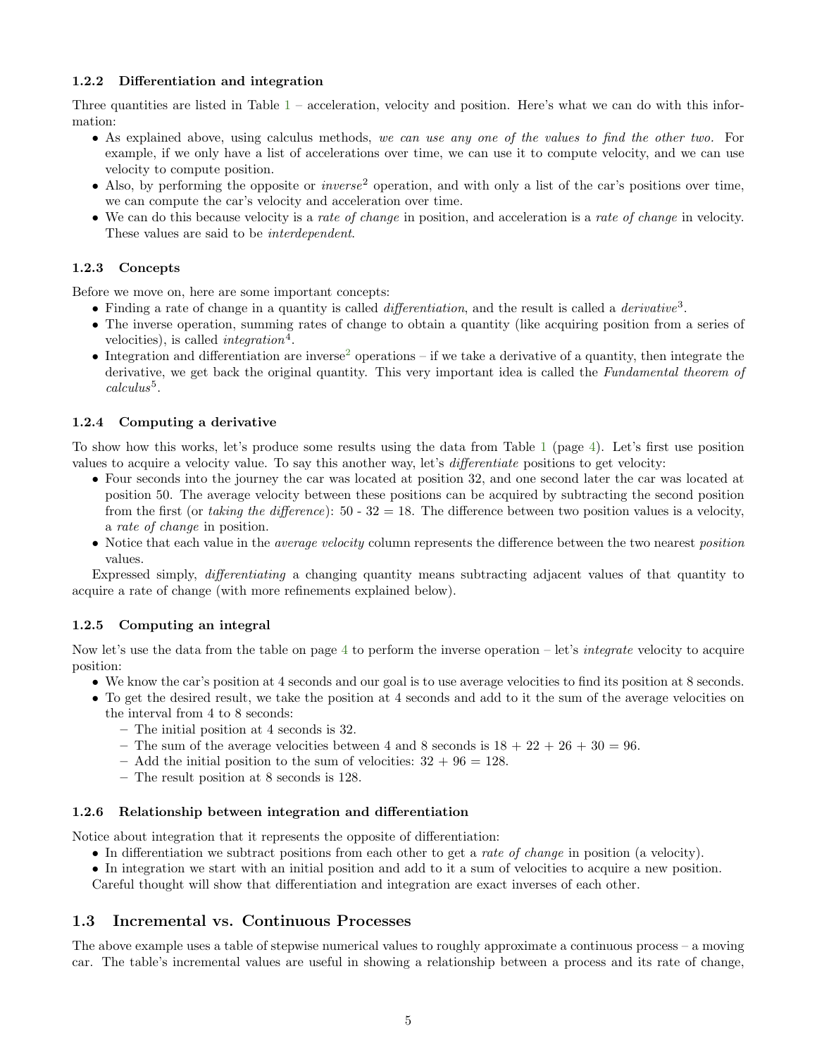### 1.2.2 Differentiation and integration

Three quantities are listed in Table 1 – acceleration, velocity and position. Here's what we can do with this information:

- As explained above, using calculus methods, *we can use any one of the values to find the other two.* For example, if we only have a list of accelerations over time, we can use it to compute velocity, and we can use velocity to compute position.
- Also, by performing the opposite or *inverse*[2] operation, and with only a list of the car's positions over time, we can compute the car's velocity and acceleration over time.
- We can do this because velocity is a *rate of change* in position, and acceleration is a *rate of change* in velocity. These values are said to be *interdependent*.

### 1.2.3 Concepts

Before we move on, here are some important concepts:

- Finding a rate of change in a quantity is called *differentiation*, and the result is called a *derivative*[3].
- The inverse operation, summing rates of change to obtain a quantity (like acquiring position from a series of velocities), is called *integration*[4].
- Integration and differentiation are inverse[2] operations – if we take a derivative of a quantity, then integrate the derivative, we get back the original quantity. This very important idea is called the *Fundamental theorem of calculus*[5].

### 1.2.4 Computing a derivative

To show how this works, let's produce some results using the data from Table 1 (page 4). Let's first use position values to acquire a velocity value. To say this another way, let's *differentiate* positions to get velocity:

- Four seconds into the journey the car was located at position 32, and one second later the car was located at position 50. The average velocity between these positions can be acquired by subtracting the second position from the first (or *taking the difference*): 50 - 32 = 18. The difference between two position values is a velocity, a *rate of change* in position.
- Notice that each value in the *average velocity* column represents the difference between the two nearest *position* values.

Expressed simply, *differentiating* a changing quantity means subtracting adjacent values of that quantity to acquire a rate of change (with more refinements explained below).

### 1.2.5 Computing an integral

Now let's use the data from the table on page 4 to perform the inverse operation – let's *integrate* velocity to acquire position:

- We know the car's position at 4 seconds and our goal is to use average velocities to find its position at 8 seconds.
- To get the desired result, we take the position at 4 seconds and add to it the sum of the average velocities on the interval from 4 to 8 seconds:
  - The initial position at 4 seconds is 32.
  - The sum of the average velocities between 4 and 8 seconds is 18 + 22 + 26 + 30 = 96.
  - Add the initial position to the sum of velocities: 32 + 96 = 128.
  - The result position at 8 seconds is 128.

### 1.2.6 Relationship between integration and differentiation

Notice about integration that it represents the opposite of differentiation:

- In differentiation we subtract positions from each other to get a *rate of change* in position (a velocity).
- In integration we start with an initial position and add to it a sum of velocities to acquire a new position.

Careful thought will show that differentiation and integration are exact inverses of each other.

## 1.3 Incremental vs. Continuous Processes

The above example uses a table of stepwise numerical values to roughly approximate a continuous process – a moving car. The table's incremental values are useful in showing a relationship between a process and its rate of change,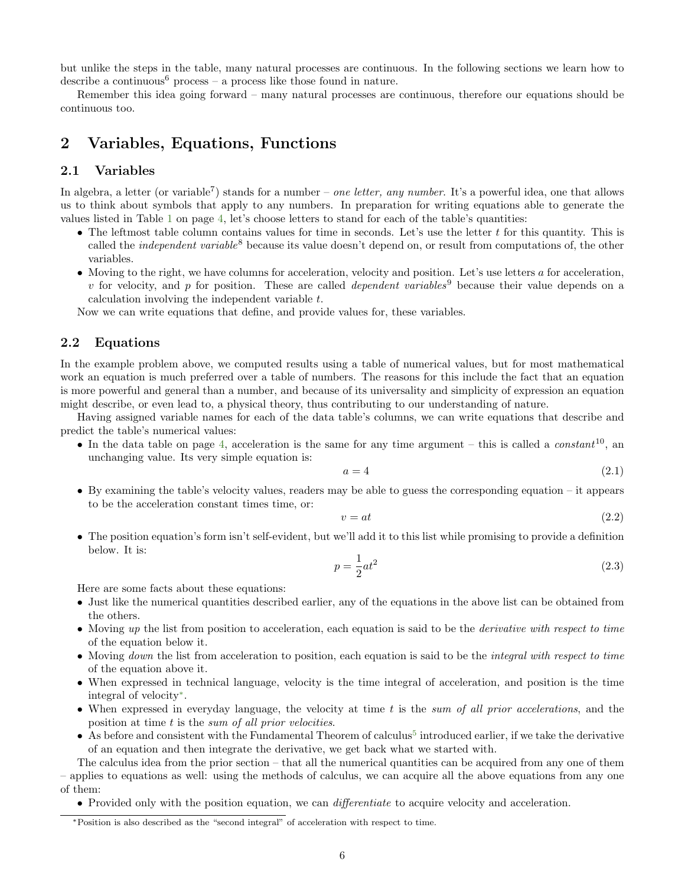but unlike the steps in the table, many natural processes are continuous. In the following sections we learn how to describe a continuous[6] process – a process like those found in nature.

Remember this idea going forward – many natural processes are continuous, therefore our equations should be continuous too.

# 2 Variables, Equations, Functions

## 2.1 Variables

In algebra, a letter (or variable[7]) stands for a number – *one letter, any number*. It's a powerful idea, one that allows us to think about symbols that apply to any numbers. In preparation for writing equations able to generate the values listed in Table 1 on page 4, let's choose letters to stand for each of the table's quantities:

- The leftmost table column contains values for time in seconds. Let's use the letter $t$ for this quantity. This is called the *independent variable*[8] because its value doesn't depend on, or result from computations of, the other variables.
- Moving to the right, we have columns for acceleration, velocity and position. Let's use letters $a$ for acceleration, $v$ for velocity, and $p$ for position. These are called *dependent variables*[9] because their value depends on a calculation involving the independent variable $t$.

Now we can write equations that define, and provide values for, these variables.

## 2.2 Equations

In the example problem above, we computed results using a table of numerical values, but for most mathematical work an equation is much preferred over a table of numbers. The reasons for this include the fact that an equation is more powerful and general than a number, and because of its universality and simplicity of expression an equation might describe, or even lead to, a physical theory, thus contributing to our understanding of nature.

Having assigned variable names for each of the data table's columns, we can write equations that describe and predict the table's numerical values:

- In the data table on page 4, acceleration is the same for any time argument – this is called a *constant*[10], an unchanging value. Its very simple equation is:

$$a = 4 \tag{2.1}$$

- By examining the table's velocity values, readers may be able to guess the corresponding equation – it appears to be the acceleration constant times time, or:

$$v = at \tag{2.2}$$

- The position equation's form isn't self-evident, but we'll add it to this list while promising to provide a definition below. It is:

$$p = \frac{1}{2}at^2 \tag{2.3}$$

Here are some facts about these equations:

- Just like the numerical quantities described earlier, any of the equations in the above list can be obtained from the others.
- Moving *up* the list from position to acceleration, each equation is said to be the *derivative with respect to time* of the equation below it.
- Moving *down* the list from acceleration to position, each equation is said to be the *integral with respect to time* of the equation above it.
- When expressed in technical language, velocity is the time integral of acceleration, and position is the time integral of velocity*.
- When expressed in everyday language, the velocity at time $t$ is the *sum of all prior accelerations*, and the position at time $t$ is the *sum of all prior velocities*.
- As before and consistent with the Fundamental Theorem of calculus[5] introduced earlier, if we take the derivative of an equation and then integrate the derivative, we get back what we started with.

The calculus idea from the prior section – that all the numerical quantities can be acquired from any one of them – applies to equations as well: using the methods of calculus, we can acquire all the above equations from any one of them:

- Provided only with the position equation, we can *differentiate* to acquire velocity and acceleration.

*Position is also described as the "second integral" of acceleration with respect to time.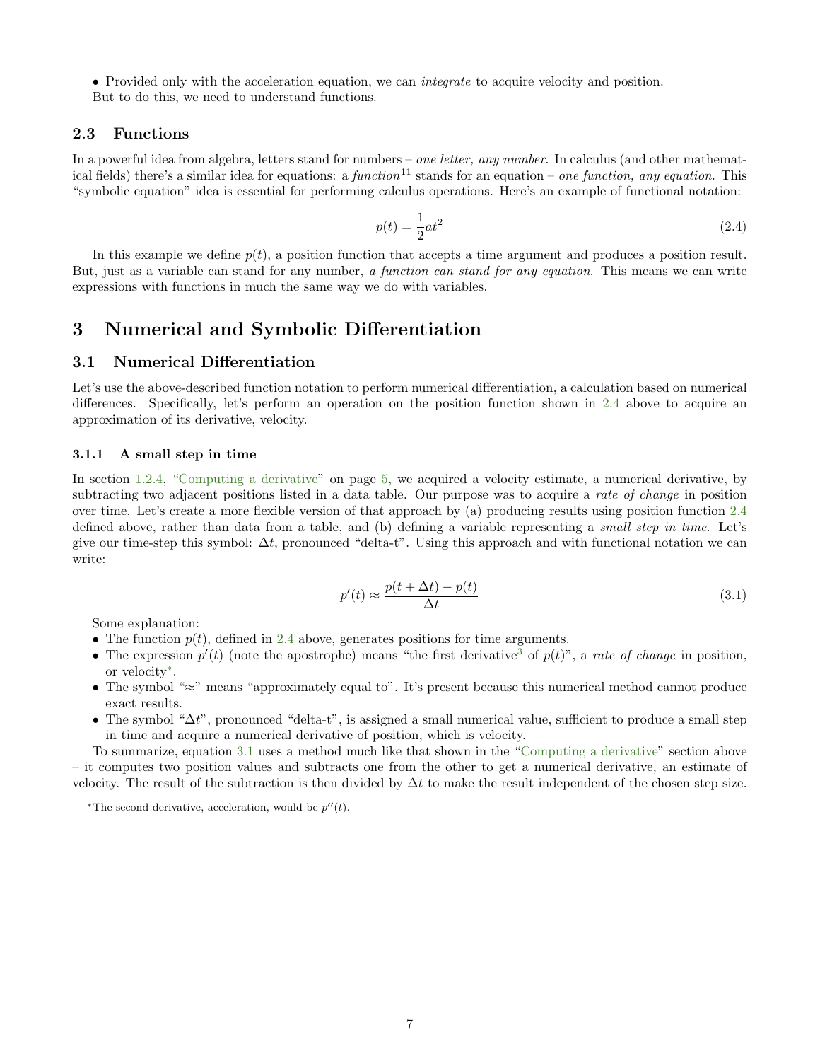• Provided only with the acceleration equation, we can *integrate* to acquire velocity and position.
But to do this, we need to understand functions.

### 2.3 Functions

In a powerful idea from algebra, letters stand for numbers – *one letter, any number*. In calculus (and other mathematical fields) there's a similar idea for equations: a *function*[11] stands for an equation – *one function, any equation*. This "symbolic equation" idea is essential for performing calculus operations. Here's an example of functional notation:

$$p(t) = \frac{1}{2}at^2 \tag{2.4}$$

In this example we define $p(t)$, a position function that accepts a time argument and produces a position result. But, just as a variable can stand for any number, *a function can stand for any equation*. This means we can write expressions with functions in much the same way we do with variables.

## 3 Numerical and Symbolic Differentiation

### 3.1 Numerical Differentiation

Let's use the above-described function notation to perform numerical differentiation, a calculation based on numerical differences. Specifically, let's perform an operation on the position function shown in 2.4 above to acquire an approximation of its derivative, velocity.

#### 3.1.1 A small step in time

In section 1.2.4, "Computing a derivative" on page 5, we acquired a velocity estimate, a numerical derivative, by subtracting two adjacent positions listed in a data table. Our purpose was to acquire a *rate of change* in position over time. Let's create a more flexible version of that approach by (a) producing results using position function 2.4 defined above, rather than data from a table, and (b) defining a variable representing a *small step in time*. Let's give our time-step this symbol: $\Delta t$, pronounced "delta-t". Using this approach and with functional notation we can write:

$$p'(t) \approx \frac{p(t + \Delta t) - p(t)}{\Delta t} \tag{3.1}$$

Some explanation:

- The function $p(t)$, defined in 2.4 above, generates positions for time arguments.
- The expression $p'(t)$ (note the apostrophe) means "the first derivative[3] of $p(t)$", a *rate of change* in position, or velocity[*].
- The symbol "$\approx$" means "approximately equal to". It's present because this numerical method cannot produce exact results.
- The symbol "$\Delta t$", pronounced "delta-t", is assigned a small numerical value, sufficient to produce a small step in time and acquire a numerical derivative of position, which is velocity.

To summarize, equation 3.1 uses a method much like that shown in the "Computing a derivative" section above – it computes two position values and subtracts one from the other to get a numerical derivative, an estimate of velocity. The result of the subtraction is then divided by $\Delta t$ to make the result independent of the chosen step size.

---

[*] The second derivative, acceleration, would be $p''(t)$.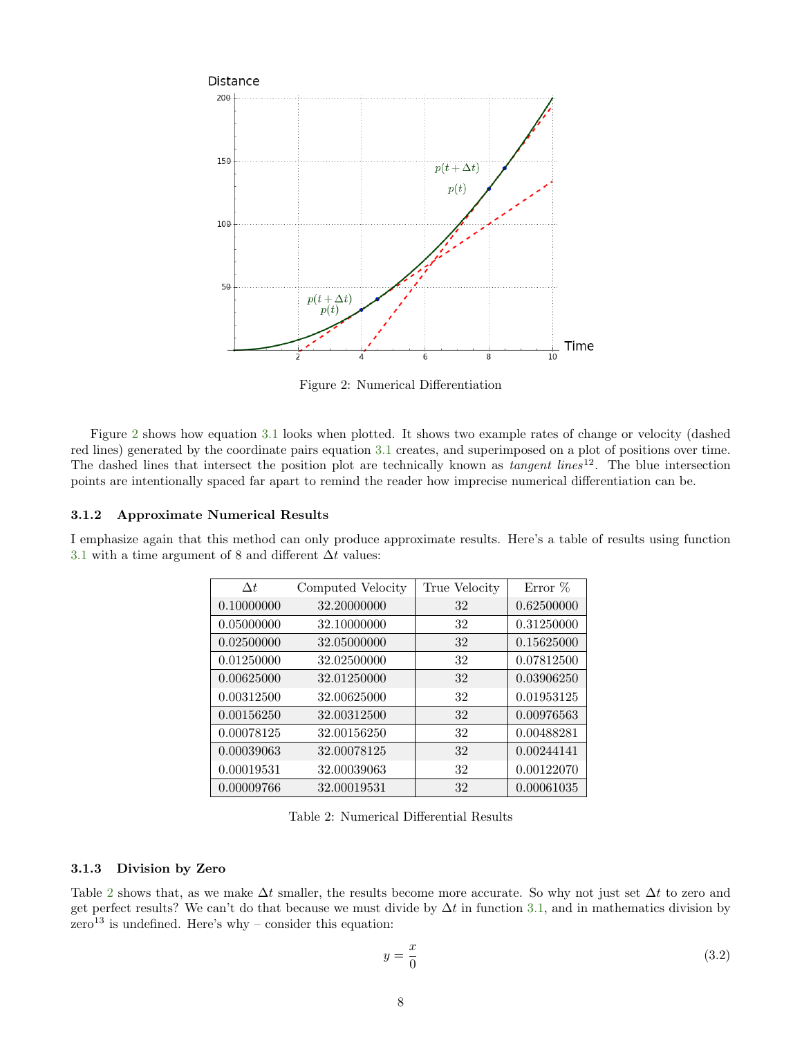Figure 2: Numerical Differentiation

Figure 2 shows how equation 3.1 looks when plotted. It shows two example rates of change or velocity (dashed red lines) generated by the coordinate pairs equation 3.1 creates, and superimposed on a plot of positions over time. The dashed lines that intersect the position plot are technically known as *tangent lines*[12]. The blue intersection points are intentionally spaced far apart to remind the reader how imprecise numerical differentiation can be.

### 3.1.2 Approximate Numerical Results

I emphasize again that this method can only produce approximate results. Here's a table of results using function 3.1 with a time argument of 8 and different $\Delta t$ values:

| $\Delta t$ | Computed Velocity | True Velocity | Error % |
|---|---|---|---|
| 0.10000000 | 32.20000000 | 32 | 0.62500000 |
| 0.05000000 | 32.10000000 | 32 | 0.31250000 |
| 0.02500000 | 32.05000000 | 32 | 0.15625000 |
| 0.01250000 | 32.02500000 | 32 | 0.07812500 |
| 0.00625000 | 32.01250000 | 32 | 0.03906250 |
| 0.00312500 | 32.00625000 | 32 | 0.01953125 |
| 0.00156250 | 32.00312500 | 32 | 0.00976563 |
| 0.00078125 | 32.00156250 | 32 | 0.00488281 |
| 0.00039063 | 32.00078125 | 32 | 0.00244141 |
| 0.00019531 | 32.00039063 | 32 | 0.00122070 |
| 0.00009766 | 32.00019531 | 32 | 0.00061035 |

Table 2: Numerical Differential Results

### 3.1.3 Division by Zero

Table 2 shows that, as we make $\Delta t$ smaller, the results become more accurate. So why not just set $\Delta t$ to zero and get perfect results? We can't do that because we must divide by $\Delta t$ in function 3.1, and in mathematics division by zero[13] is undefined. Here's why – consider this equation:

$$y = \frac{x}{0} \tag{3.2}$$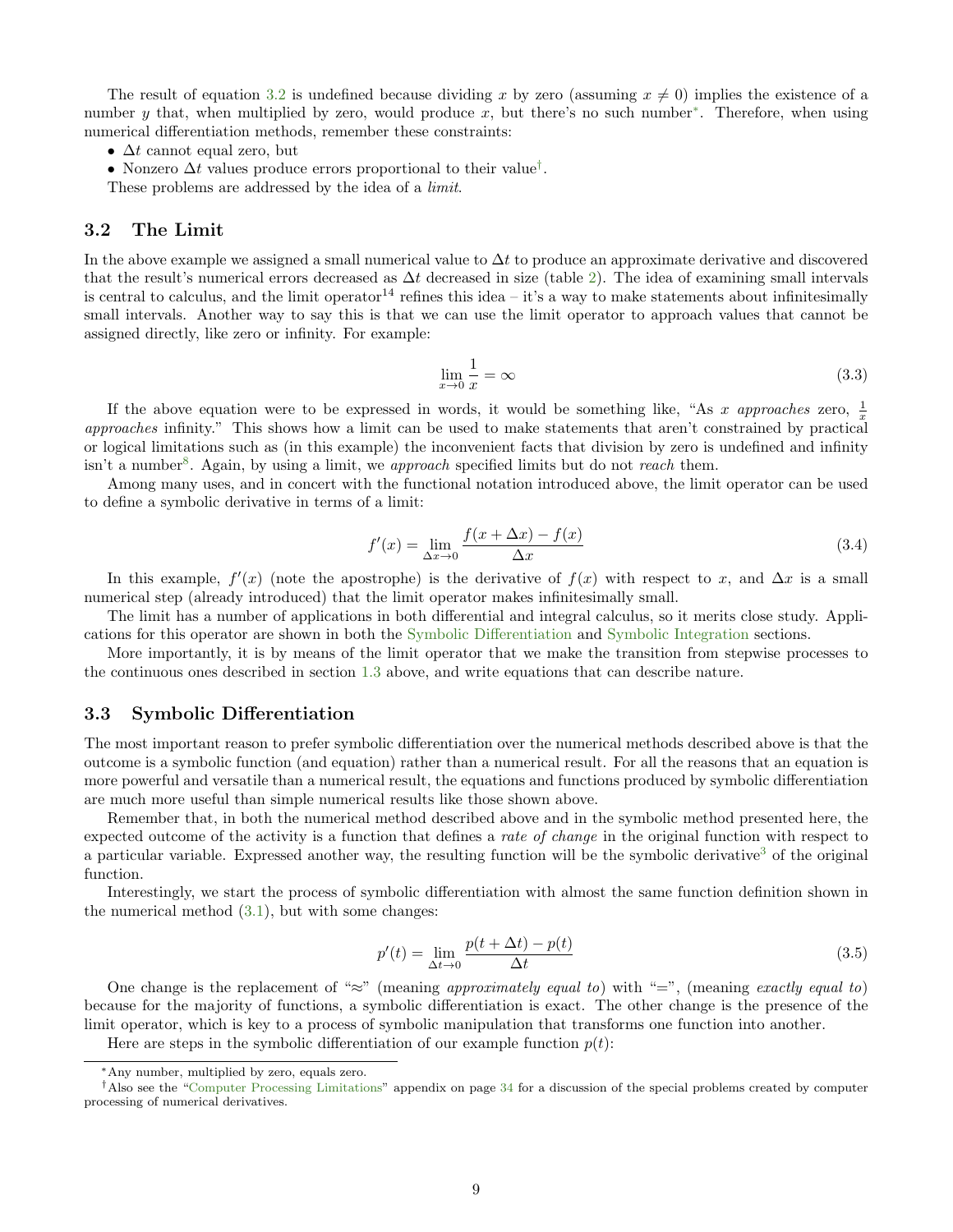The result of equation 3.2 is undefined because dividing $x$ by zero (assuming $x \neq 0$) implies the existence of a number $y$ that, when multiplied by zero, would produce $x$, but there's no such number*. Therefore, when using numerical differentiation methods, remember these constraints:

- $\Delta t$ cannot equal zero, but
- Nonzero $\Delta t$ values produce errors proportional to their value†.

These problems are addressed by the idea of a *limit*.

## 3.2 The Limit

In the above example we assigned a small numerical value to $\Delta t$ to produce an approximate derivative and discovered that the result's numerical errors decreased as $\Delta t$ decreased in size (table 2). The idea of examining small intervals is central to calculus, and the limit operator[14] refines this idea – it's a way to make statements about infinitesimally small intervals. Another way to say this is that we can use the limit operator to approach values that cannot be assigned directly, like zero or infinity. For example:

$$\lim_{x \to 0} \frac{1}{x} = \infty \tag{3.3}$$

If the above equation were to be expressed in words, it would be something like, "As $x$ *approaches* zero, $\frac{1}{x}$ *approaches* infinity." This shows how a limit can be used to make statements that aren't constrained by practical or logical limitations such as (in this example) the inconvenient facts that division by zero is undefined and infinity isn't a number[8]. Again, by using a limit, we *approach* specified limits but do not *reach* them.

Among many uses, and in concert with the functional notation introduced above, the limit operator can be used to define a symbolic derivative in terms of a limit:

$$f'(x) = \lim_{\Delta x \to 0} \frac{f(x + \Delta x) - f(x)}{\Delta x} \tag{3.4}$$

In this example, $f'(x)$ (note the apostrophe) is the derivative of $f(x)$ with respect to $x$, and $\Delta x$ is a small numerical step (already introduced) that the limit operator makes infinitesimally small.

The limit has a number of applications in both differential and integral calculus, so it merits close study. Applications for this operator are shown in both the Symbolic Differentiation and Symbolic Integration sections.

More importantly, it is by means of the limit operator that we make the transition from stepwise processes to the continuous ones described in section 1.3 above, and write equations that can describe nature.

## 3.3 Symbolic Differentiation

The most important reason to prefer symbolic differentiation over the numerical methods described above is that the outcome is a symbolic function (and equation) rather than a numerical result. For all the reasons that an equation is more powerful and versatile than a numerical result, the equations and functions produced by symbolic differentiation are much more useful than simple numerical results like those shown above.

Remember that, in both the numerical method described above and in the symbolic method presented here, the expected outcome of the activity is a function that defines a *rate of change* in the original function with respect to a particular variable. Expressed another way, the resulting function will be the symbolic derivative[3] of the original function.

Interestingly, we start the process of symbolic differentiation with almost the same function definition shown in the numerical method (3.1), but with some changes:

$$p'(t) = \lim_{\Delta t \to 0} \frac{p(t + \Delta t) - p(t)}{\Delta t} \tag{3.5}$$

One change is the replacement of "$\approx$" (meaning *approximately equal to*) with "$=$", (meaning *exactly equal to*) because for the majority of functions, a symbolic differentiation is exact. The other change is the presence of the limit operator, which is key to a process of symbolic manipulation that transforms one function into another.

Here are steps in the symbolic differentiation of our example function $p(t)$:

---

*Any number, multiplied by zero, equals zero.

†Also see the "Computer Processing Limitations" appendix on page 34 for a discussion of the special problems created by computer processing of numerical derivatives.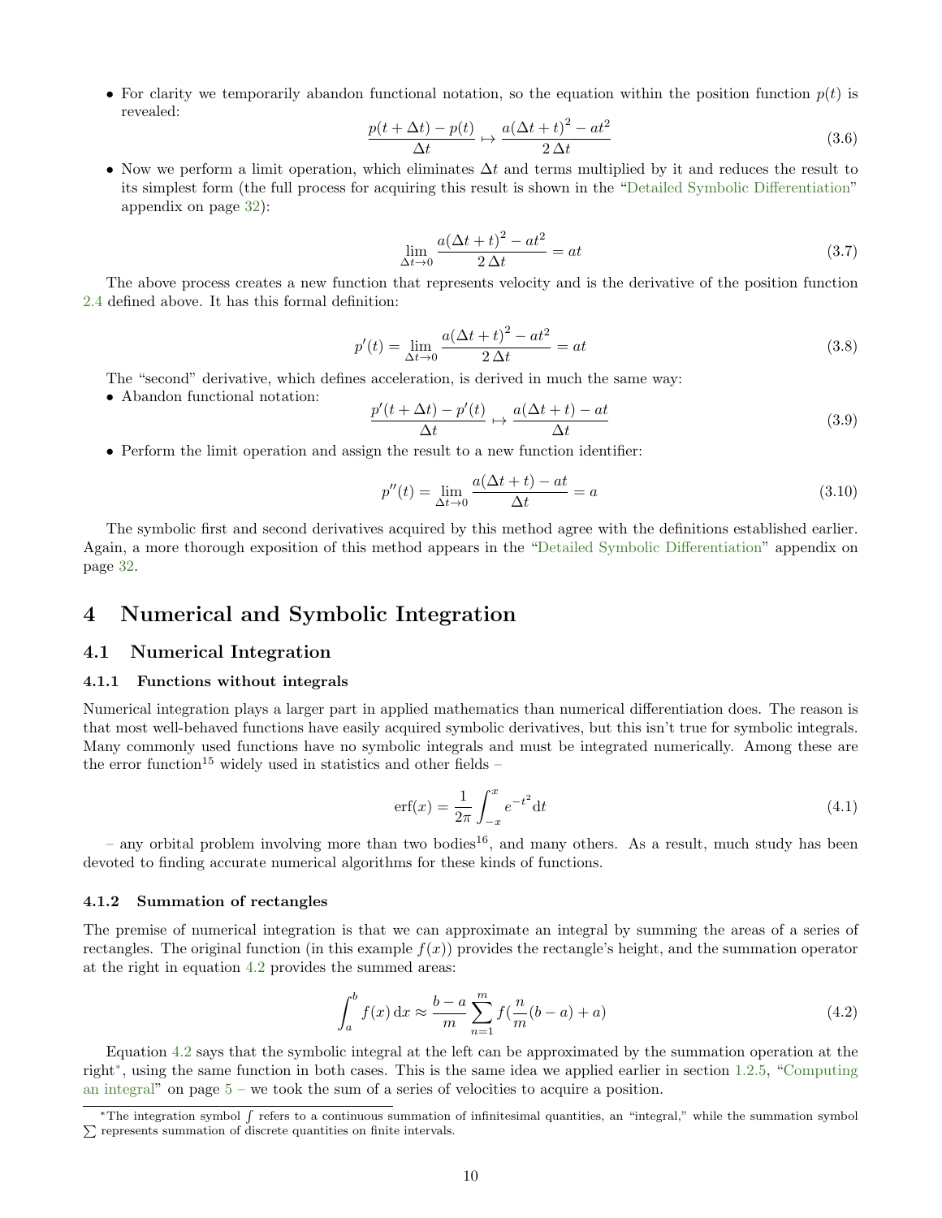- For clarity we temporarily abandon functional notation, so the equation within the position function $p(t)$ is revealed:

$$\frac{p(t+\Delta t)-p(t)}{\Delta t} \mapsto \frac{a{(\Delta t+t)}^2-at^2}{2\,\Delta t} \tag{3.6}$$

- Now we perform a limit operation, which eliminates $\Delta t$ and terms multiplied by it and reduces the result to its simplest form (the full process for acquiring this result is shown in the "Detailed Symbolic Differentiation" appendix on page 32):

$$\lim_{\Delta t\to 0}\frac{a{(\Delta t+t)}^2-at^2}{2\,\Delta t} = at \tag{3.7}$$

The above process creates a new function that represents velocity and is the derivative of the position function 2.4 defined above. It has this formal definition:

$$p'(t) = \lim_{\Delta t\to 0}\frac{a{(\Delta t+t)}^2-at^2}{2\,\Delta t} = at \tag{3.8}$$

The "second" derivative, which defines acceleration, is derived in much the same way:

- Abandon functional notation:

$$\frac{p'(t+\Delta t)-p'(t)}{\Delta t} \mapsto \frac{a(\Delta t+t)-at}{\Delta t} \tag{3.9}$$

- Perform the limit operation and assign the result to a new function identifier:

$$p''(t) = \lim_{\Delta t\to 0}\frac{a(\Delta t+t)-at}{\Delta t} = a \tag{3.10}$$

The symbolic first and second derivatives acquired by this method agree with the definitions established earlier. Again, a more thorough exposition of this method appears in the "Detailed Symbolic Differentiation" appendix on page 32.

# 4 Numerical and Symbolic Integration

## 4.1 Numerical Integration

### 4.1.1 Functions without integrals

Numerical integration plays a larger part in applied mathematics than numerical differentiation does. The reason is that most well-behaved functions have easily acquired symbolic derivatives, but this isn't true for symbolic integrals. Many commonly used functions have no symbolic integrals and must be integrated numerically. Among these are the error function[15] widely used in statistics and other fields –

$$\text{erf}(x) = \frac{1}{2\pi}\int_{-x}^{x} e^{-t^2}\mathrm{d}t \tag{4.1}$$

– any orbital problem involving more than two bodies[16], and many others. As a result, much study has been devoted to finding accurate numerical algorithms for these kinds of functions.

### 4.1.2 Summation of rectangles

The premise of numerical integration is that we can approximate an integral by summing the areas of a series of rectangles. The original function (in this example $f(x)$) provides the rectangle's height, and the summation operator at the right in equation 4.2 provides the summed areas:

$$\int_a^b f(x)\,\mathrm{d}x \approx \frac{b-a}{m}\sum_{n=1}^{m} f(\frac{n}{m}(b-a)+a) \tag{4.2}$$

Equation 4.2 says that the symbolic integral at the left can be approximated by the summation operation at the right[*], using the same function in both cases. This is the same idea we applied earlier in section 1.2.5, "Computing an integral" on page 5 – we took the sum of a series of velocities to acquire a position.

[*] The integration symbol $\int$ refers to a continuous summation of infinitesimal quantities, an "integral," while the summation symbol $\sum$ represents summation of discrete quantities on finite intervals.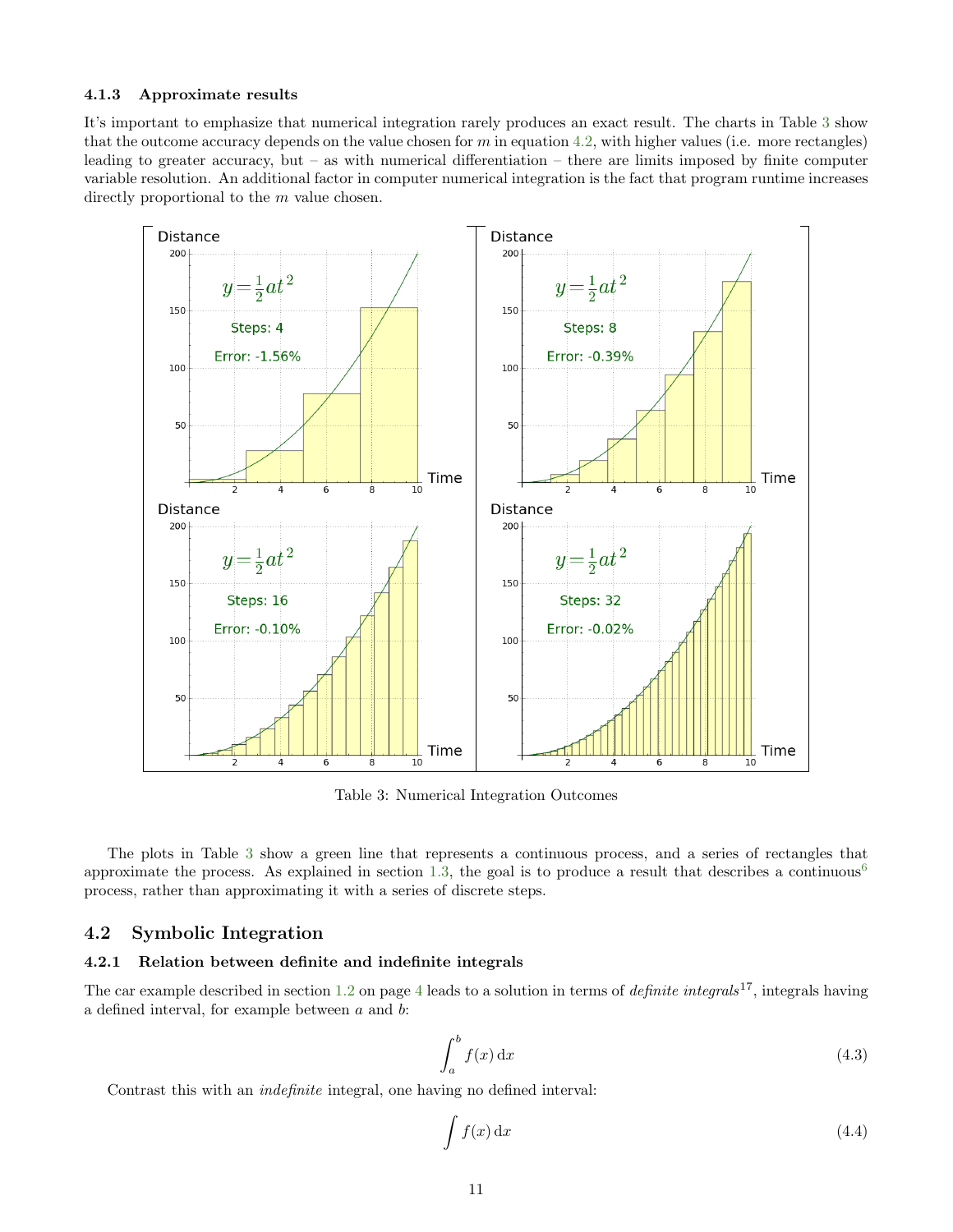### 4.1.3 Approximate results

It's important to emphasize that numerical integration rarely produces an exact result. The charts in Table 3 show that the outcome accuracy depends on the value chosen for $m$ in equation 4.2, with higher values (i.e. more rectangles) leading to greater accuracy, but – as with numerical differentiation – there are limits imposed by finite computer variable resolution. An additional factor in computer numerical integration is the fact that program runtime increases directly proportional to the $m$ value chosen.

Table 3: Numerical Integration Outcomes

The plots in Table 3 show a green line that represents a continuous process, and a series of rectangles that approximate the process. As explained in section 1.3, the goal is to produce a result that describes a continuous[6] process, rather than approximating it with a series of discrete steps.

## 4.2 Symbolic Integration

### 4.2.1 Relation between definite and indefinite integrals

The car example described in section 1.2 on page 4 leads to a solution in terms of *definite integrals*[17], integrals having a defined interval, for example between $a$ and $b$:

$$\int_a^b f(x)\,\mathrm{d}x \tag{4.3}$$

Contrast this with an *indefinite* integral, one having no defined interval:

$$\int f(x)\,\mathrm{d}x \tag{4.4}$$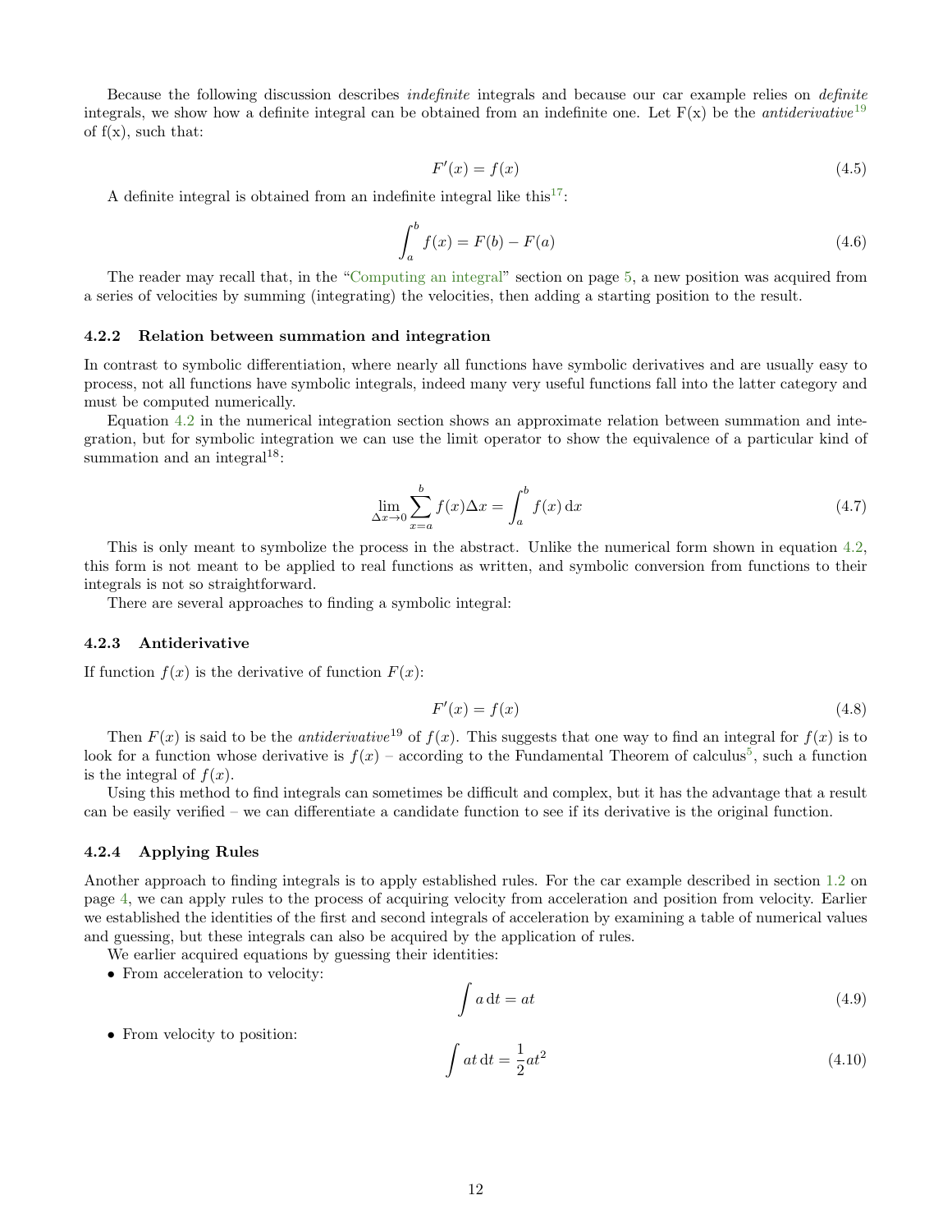Because the following discussion describes *indefinite* integrals and because our car example relies on *definite* integrals, we show how a definite integral can be obtained from an indefinite one. Let F(x) be the *antiderivative*[19] of f(x), such that:

$$F'(x) = f(x) \tag{4.5}$$

A definite integral is obtained from an indefinite integral like this[17]:

$$\int_a^b f(x) = F(b) - F(a) \tag{4.6}$$

The reader may recall that, in the "Computing an integral" section on page 5, a new position was acquired from a series of velocities by summing (integrating) the velocities, then adding a starting position to the result.

### 4.2.2 Relation between summation and integration

In contrast to symbolic differentiation, where nearly all functions have symbolic derivatives and are usually easy to process, not all functions have symbolic integrals, indeed many very useful functions fall into the latter category and must be computed numerically.

Equation 4.2 in the numerical integration section shows an approximate relation between summation and integration, but for symbolic integration we can use the limit operator to show the equivalence of a particular kind of summation and an integral[18]:

$$\lim_{\Delta x \to 0} \sum_{x=a}^{b} f(x) \Delta x = \int_a^b f(x) \, \mathrm{d}x \tag{4.7}$$

This is only meant to symbolize the process in the abstract. Unlike the numerical form shown in equation 4.2, this form is not meant to be applied to real functions as written, and symbolic conversion from functions to their integrals is not so straightforward.

There are several approaches to finding a symbolic integral:

### 4.2.3 Antiderivative

If function $f(x)$ is the derivative of function $F(x)$:

$$F'(x) = f(x) \tag{4.8}$$

Then $F(x)$ is said to be the *antiderivative*[19] of $f(x)$. This suggests that one way to find an integral for $f(x)$ is to look for a function whose derivative is $f(x)$ – according to the Fundamental Theorem of calculus[5], such a function is the integral of $f(x)$.

Using this method to find integrals can sometimes be difficult and complex, but it has the advantage that a result can be easily verified – we can differentiate a candidate function to see if its derivative is the original function.

### 4.2.4 Applying Rules

Another approach to finding integrals is to apply established rules. For the car example described in section 1.2 on page 4, we can apply rules to the process of acquiring velocity from acceleration and position from velocity. Earlier we established the identities of the first and second integrals of acceleration by examining a table of numerical values and guessing, but these integrals can also be acquired by the application of rules.

We earlier acquired equations by guessing their identities:

- From acceleration to velocity:

$$\int a \, \mathrm{d}t = at \tag{4.9}$$

- From velocity to position:

$$\int at \, \mathrm{d}t = \frac{1}{2} at^2 \tag{4.10}$$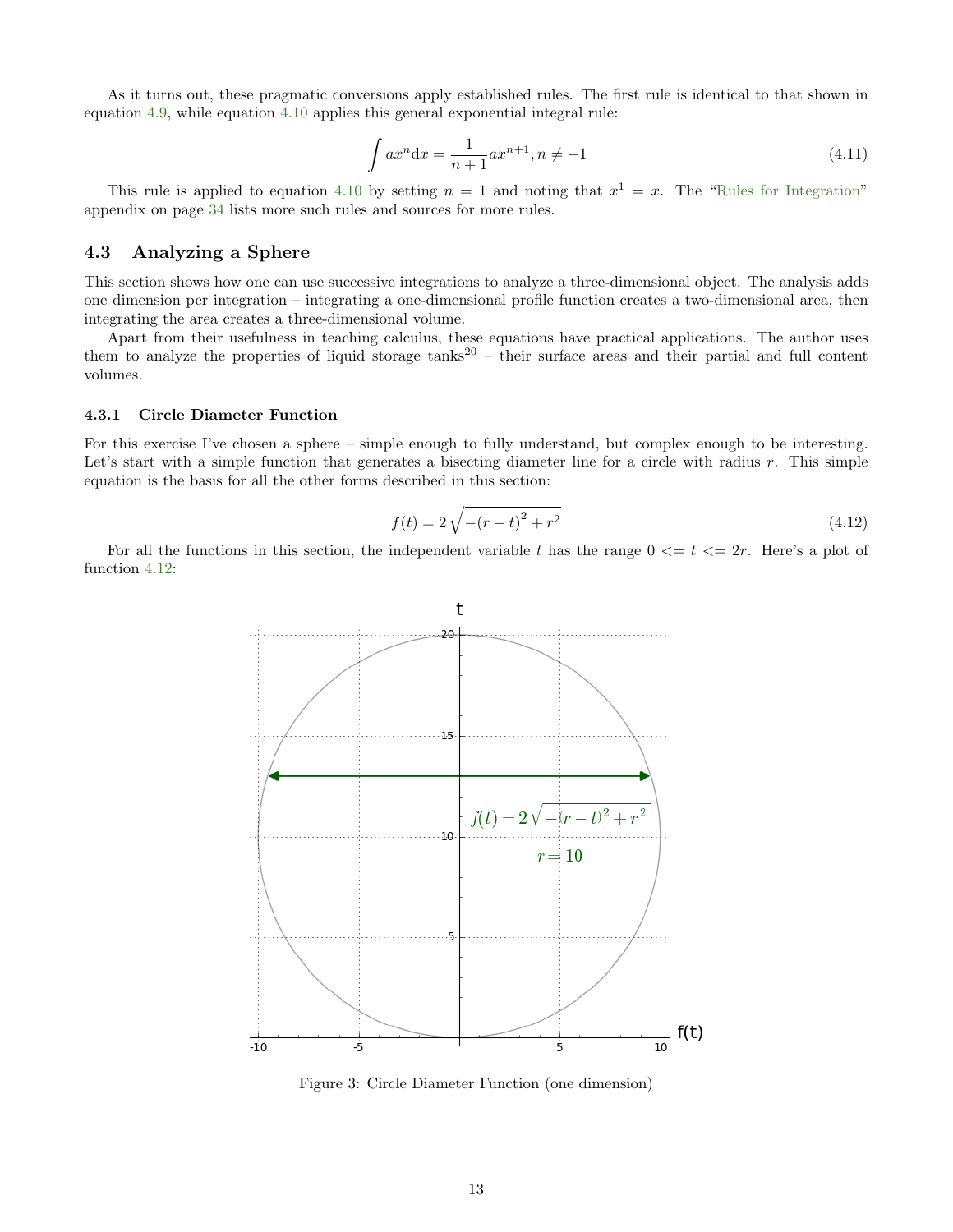As it turns out, these pragmatic conversions apply established rules. The first rule is identical to that shown in equation 4.9, while equation 4.10 applies this general exponential integral rule:

$$\int ax^n \mathrm{d}x = \frac{1}{n+1} ax^{n+1}, n \neq -1 \tag{4.11}$$

This rule is applied to equation 4.10 by setting $n = 1$ and noting that $x^1 = x$. The "Rules for Integration" appendix on page 34 lists more such rules and sources for more rules.

## 4.3 Analyzing a Sphere

This section shows how one can use successive integrations to analyze a three-dimensional object. The analysis adds one dimension per integration – integrating a one-dimensional profile function creates a two-dimensional area, then integrating the area creates a three-dimensional volume.

Apart from their usefulness in teaching calculus, these equations have practical applications. The author uses them to analyze the properties of liquid storage tanks[20] – their surface areas and their partial and full content volumes.

### 4.3.1 Circle Diameter Function

For this exercise I've chosen a sphere – simple enough to fully understand, but complex enough to be interesting. Let's start with a simple function that generates a bisecting diameter line for a circle with radius $r$. This simple equation is the basis for all the other forms described in this section:

$$f(t) = 2\sqrt{-(r-t)^2 + r^2} \tag{4.12}$$

For all the functions in this section, the independent variable $t$ has the range $0 <= t <= 2r$. Here's a plot of function 4.12:

Figure 3: Circle Diameter Function (one dimension)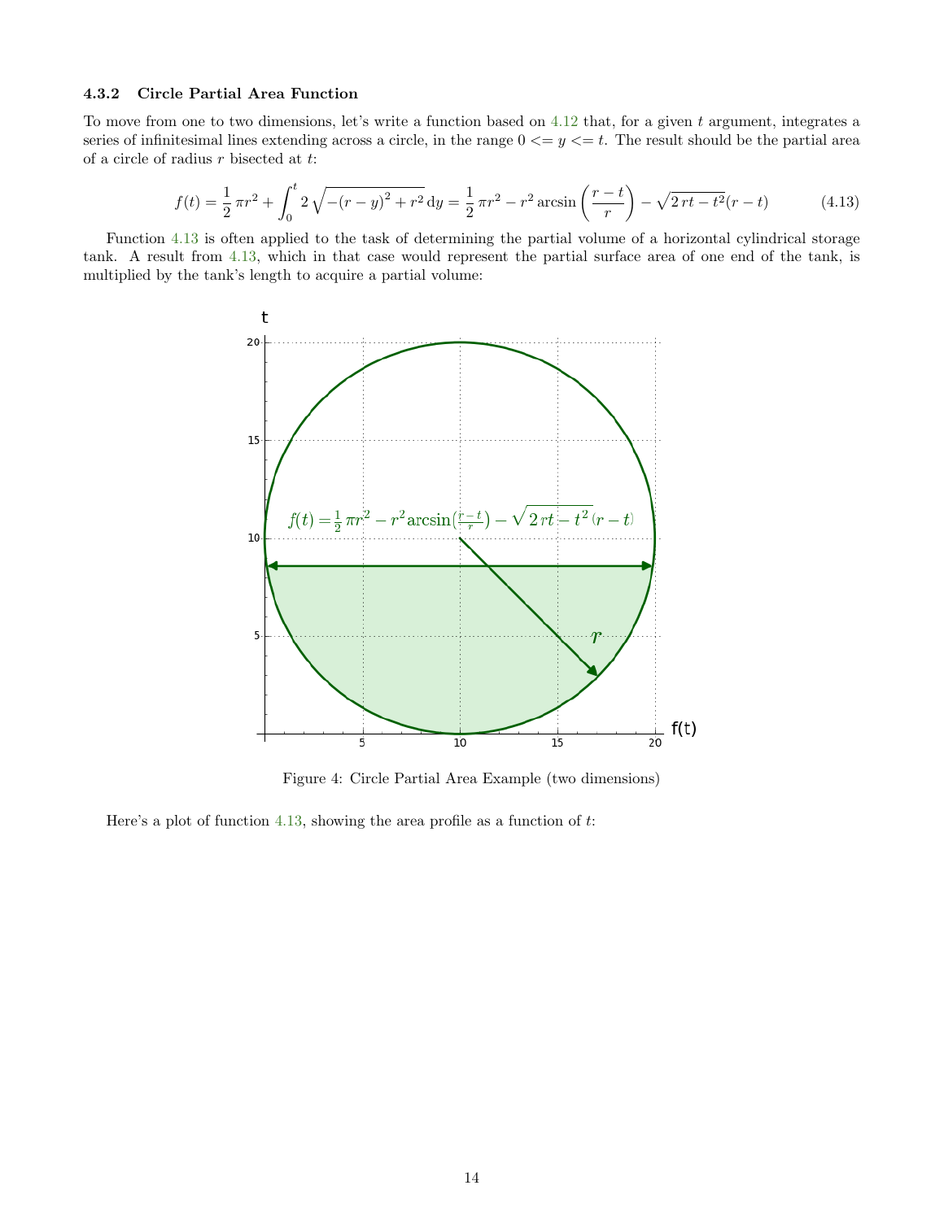### 4.3.2 Circle Partial Area Function

To move from one to two dimensions, let's write a function based on 4.12 that, for a given $t$ argument, integrates a series of infinitesimal lines extending across a circle, in the range $0 <= y <= t$. The result should be the partial area of a circle of radius $r$ bisected at $t$:

$$f(t) = \frac{1}{2}\pi r^2 + \int_0^t 2\sqrt{-(r-y)^2 + r^2}\,dy = \frac{1}{2}\pi r^2 - r^2 \arcsin\left(\frac{r-t}{r}\right) - \sqrt{2rt - t^2}(r-t) \tag{4.13}$$

Function 4.13 is often applied to the task of determining the partial volume of a horizontal cylindrical storage tank. A result from 4.13, which in that case would represent the partial surface area of one end of the tank, is multiplied by the tank's length to acquire a partial volume:

Figure 4: Circle Partial Area Example (two dimensions)

Here's a plot of function 4.13, showing the area profile as a function of $t$: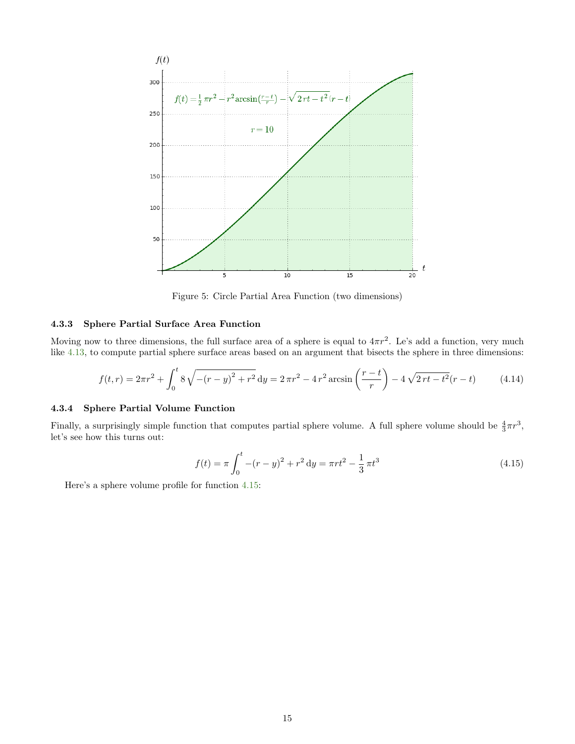Figure 5: Circle Partial Area Function (two dimensions)

### 4.3.3 Sphere Partial Surface Area Function

Moving now to three dimensions, the full surface area of a sphere is equal to $4\pi r^2$. Le's add a function, very much like 4.13, to compute partial sphere surface areas based on an argument that bisects the sphere in three dimensions:

$$f(t,r) = 2\pi r^2 + \int_0^t 8\sqrt{-(r-y)^2 + r^2}\,\mathrm{d}y = 2\,\pi r^2 - 4\,r^2 \arcsin\left(\frac{r-t}{r}\right) - 4\sqrt{2\,rt - t^2}(r-t) \tag{4.14}$$

### 4.3.4 Sphere Partial Volume Function

Finally, a surprisingly simple function that computes partial sphere volume. A full sphere volume should be $\frac{4}{3}\pi r^3$, let's see how this turns out:

$$f(t) = \pi \int_0^t -(r-y)^2 + r^2\,\mathrm{d}y = \pi r t^2 - \frac{1}{3}\,\pi t^3 \tag{4.15}$$

Here's a sphere volume profile for function 4.15: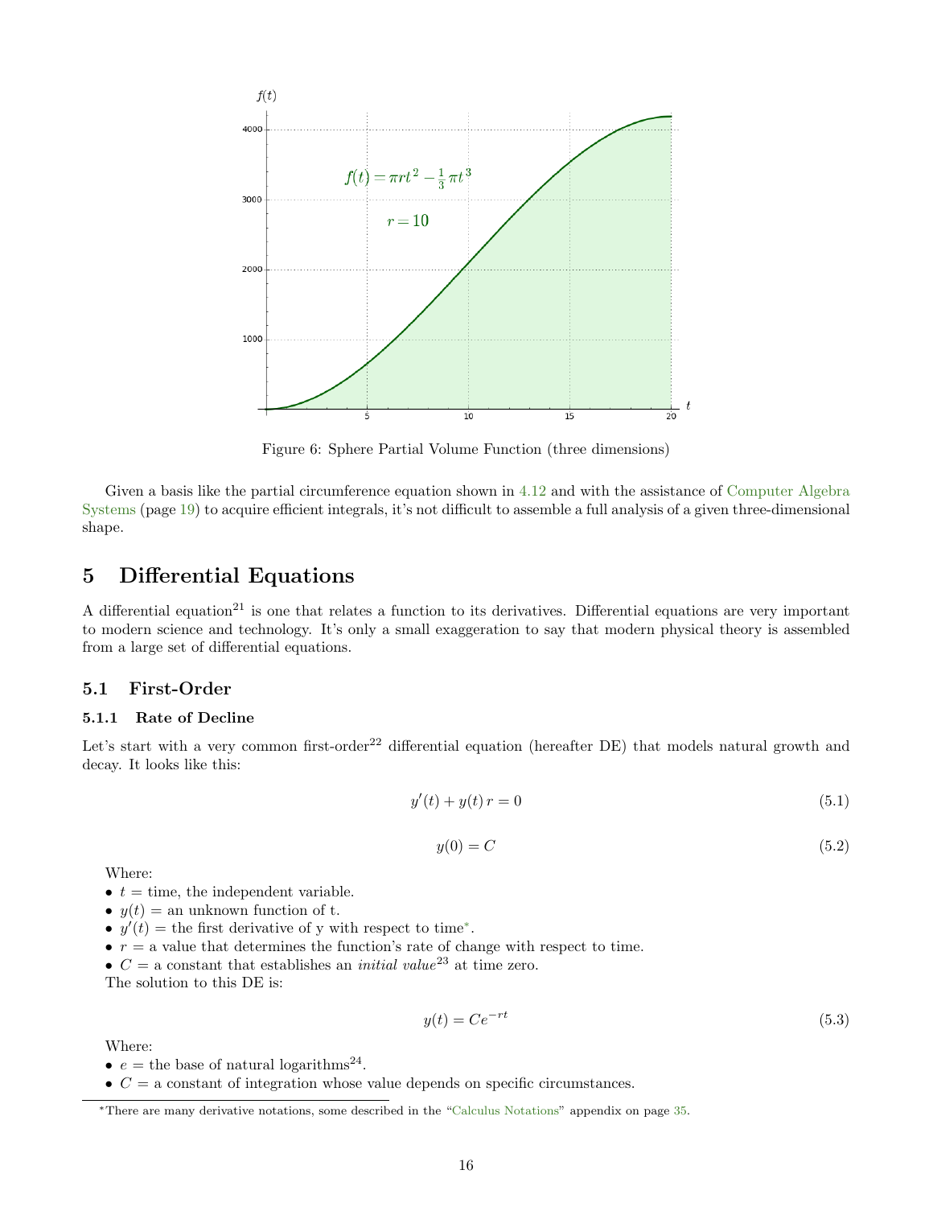Figure 6: Sphere Partial Volume Function (three dimensions)

Given a basis like the partial circumference equation shown in 4.12 and with the assistance of Computer Algebra Systems (page 19) to acquire efficient integrals, it's not difficult to assemble a full analysis of a given three-dimensional shape.

# 5 Differential Equations

A differential equation[21] is one that relates a function to its derivatives. Differential equations are very important to modern science and technology. It's only a small exaggeration to say that modern physical theory is assembled from a large set of differential equations.

## 5.1 First-Order

### 5.1.1 Rate of Decline

Let's start with a very common first-order[22] differential equation (hereafter DE) that models natural growth and decay. It looks like this:

$$y'(t) + y(t)\, r = 0 \tag{5.1}$$

$$y(0) = C \tag{5.2}$$

Where:

- $t$ = time, the independent variable.
- $y(t)$ = an unknown function of t.
- $y'(t)$ = the first derivative of y with respect to time*.
- $r$ = a value that determines the function's rate of change with respect to time.
- $C$ = a constant that establishes an *initial value*[23] at time zero.

The solution to this DE is:

$$y(t) = Ce^{-rt} \tag{5.3}$$

Where:

- $e$ = the base of natural logarithms[24].
- $C$ = a constant of integration whose value depends on specific circumstances.

*There are many derivative notations, some described in the "Calculus Notations" appendix on page 35.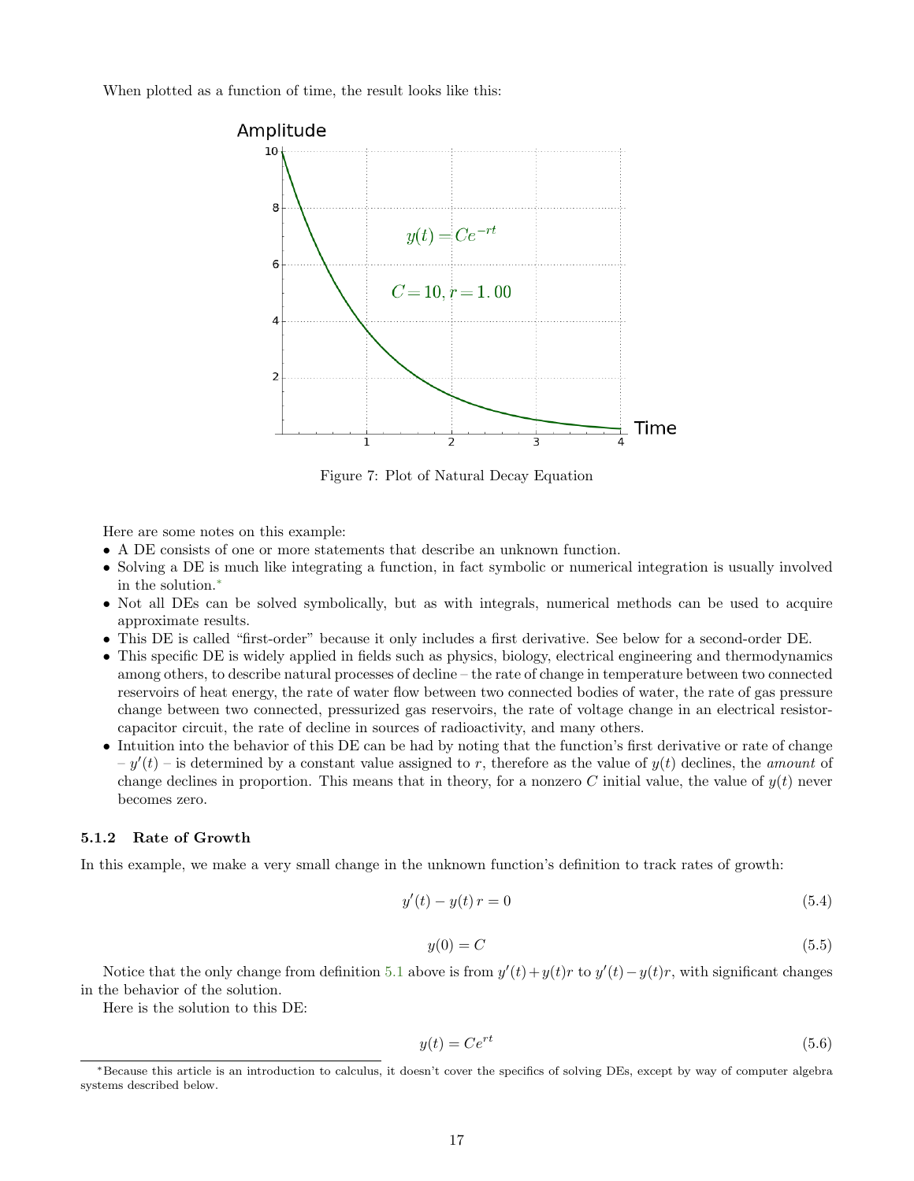When plotted as a function of time, the result looks like this:

Figure 7: Plot of Natural Decay Equation

Here are some notes on this example:

- A DE consists of one or more statements that describe an unknown function.
- Solving a DE is much like integrating a function, in fact symbolic or numerical integration is usually involved in the solution.*
- Not all DEs can be solved symbolically, but as with integrals, numerical methods can be used to acquire approximate results.
- This DE is called "first-order" because it only includes a first derivative. See below for a second-order DE.
- This specific DE is widely applied in fields such as physics, biology, electrical engineering and thermodynamics among others, to describe natural processes of decline – the rate of change in temperature between two connected reservoirs of heat energy, the rate of water flow between two connected bodies of water, the rate of gas pressure change between two connected, pressurized gas reservoirs, the rate of voltage change in an electrical resistor-capacitor circuit, the rate of decline in sources of radioactivity, and many others.
- Intuition into the behavior of this DE can be had by noting that the function's first derivative or rate of change – $y'(t)$ – is determined by a constant value assigned to $r$, therefore as the value of $y(t)$ declines, the *amount* of change declines in proportion. This means that in theory, for a nonzero $C$ initial value, the value of $y(t)$ never becomes zero.

### 5.1.2 Rate of Growth

In this example, we make a very small change in the unknown function's definition to track rates of growth:

$$y'(t) - y(t)\,r = 0 \tag{5.4}$$

$$y(0) = C \tag{5.5}$$

Notice that the only change from definition 5.1 above is from $y'(t) + y(t)r$ to $y'(t) - y(t)r$, with significant changes in the behavior of the solution.

Here is the solution to this DE:

$$y(t) = Ce^{rt} \tag{5.6}$$

*Because this article is an introduction to calculus, it doesn't cover the specifics of solving DEs, except by way of computer algebra systems described below.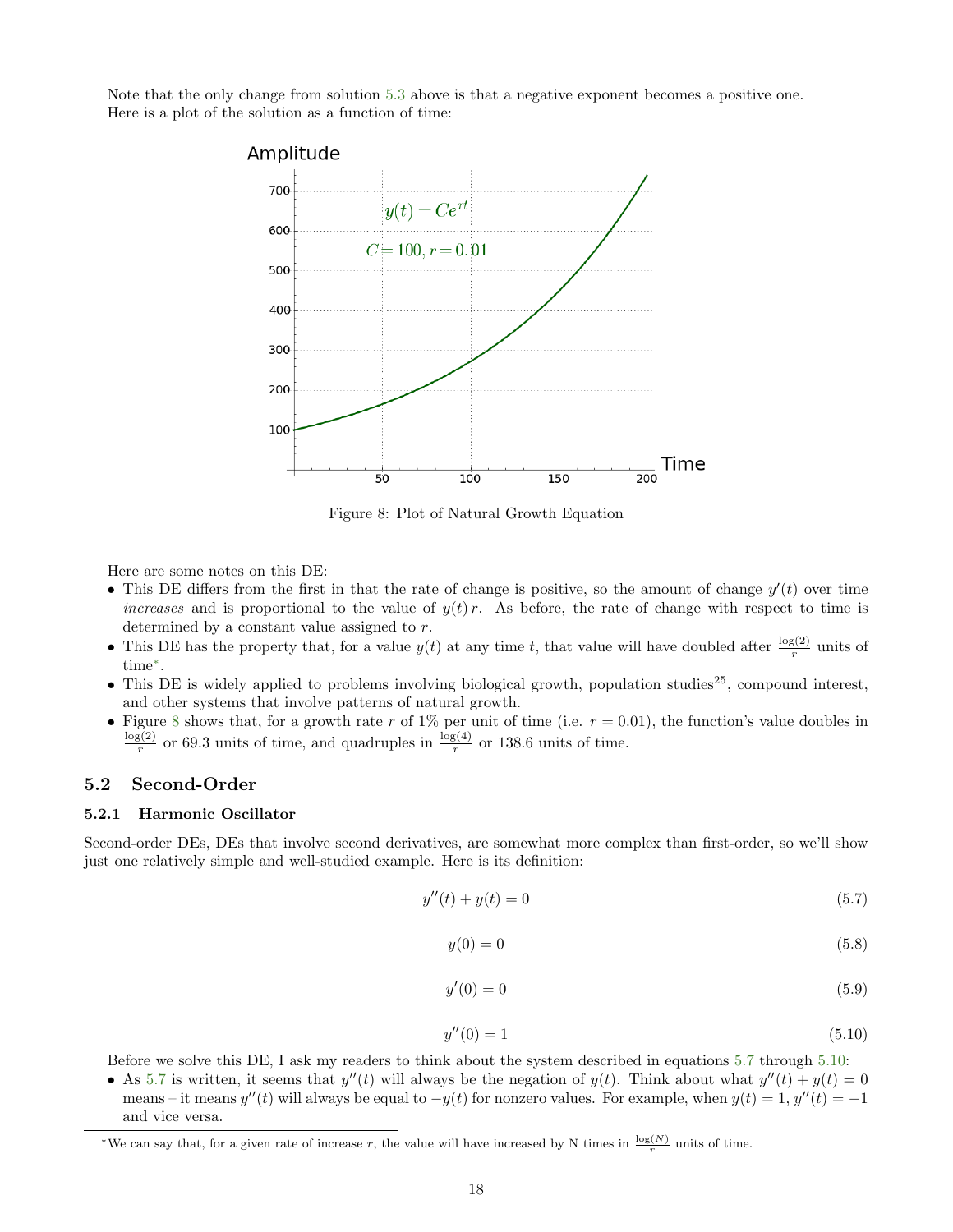Note that the only change from solution 5.3 above is that a negative exponent becomes a positive one. Here is a plot of the solution as a function of time:

Figure 8: Plot of Natural Growth Equation

Here are some notes on this DE:

- This DE differs from the first in that the rate of change is positive, so the amount of change $y'(t)$ over time *increases* and is proportional to the value of $y(t)\,r$. As before, the rate of change with respect to time is determined by a constant value assigned to $r$.
- This DE has the property that, for a value $y(t)$ at any time $t$, that value will have doubled after $\frac{\log(2)}{r}$ units of time*.
- This DE is widely applied to problems involving biological growth, population studies[25], compound interest, and other systems that involve patterns of natural growth.
- Figure 8 shows that, for a growth rate $r$ of 1% per unit of time (i.e. $r = 0.01$), the function's value doubles in $\frac{\log(2)}{r}$ or 69.3 units of time, and quadruples in $\frac{\log(4)}{r}$ or 138.6 units of time.

## 5.2 Second-Order

### 5.2.1 Harmonic Oscillator

Second-order DEs, DEs that involve second derivatives, are somewhat more complex than first-order, so we'll show just one relatively simple and well-studied example. Here is its definition:

$$y''(t) + y(t) = 0 \tag{5.7}$$

$$y(0) = 0 \tag{5.8}$$

$$y'(0) = 0 \tag{5.9}$$

$$y''(0) = 1 \tag{5.10}$$

Before we solve this DE, I ask my readers to think about the system described in equations 5.7 through 5.10:

- As 5.7 is written, it seems that $y''(t)$ will always be the negation of $y(t)$. Think about what $y''(t) + y(t) = 0$ means – it means $y''(t)$ will always be equal to $-y(t)$ for nonzero values. For example, when $y(t) = 1$, $y''(t) = -1$ and vice versa.

*We can say that, for a given rate of increase $r$, the value will have increased by N times in $\frac{\log(N)}{r}$ units of time.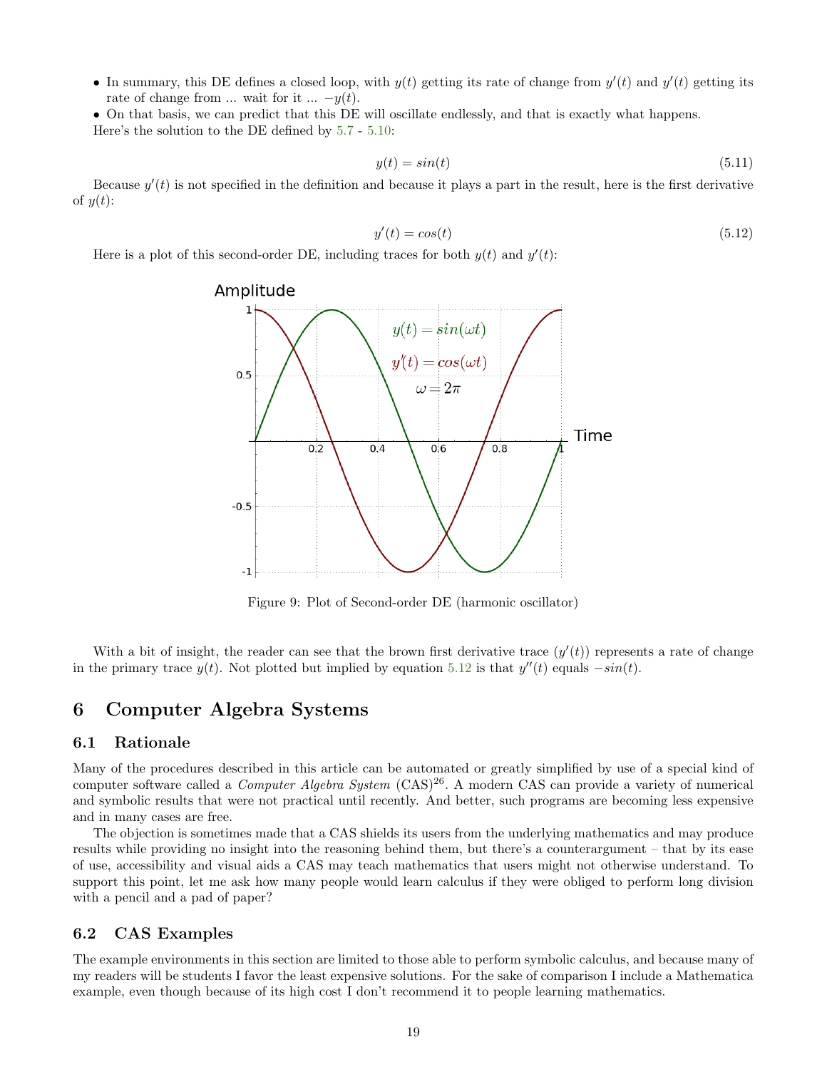- In summary, this DE defines a closed loop, with $y(t)$ getting its rate of change from $y'(t)$ and $y'(t)$ getting its rate of change from ... wait for it ... $-y(t)$.
- On that basis, we can predict that this DE will oscillate endlessly, and that is exactly what happens.

Here's the solution to the DE defined by 5.7 - 5.10:

$$y(t) = sin(t) \tag{5.11}$$

Because $y'(t)$ is not specified in the definition and because it plays a part in the result, here is the first derivative of $y(t)$:

$$y'(t) = cos(t) \tag{5.12}$$

Here is a plot of this second-order DE, including traces for both $y(t)$ and $y'(t)$:

Figure 9: Plot of Second-order DE (harmonic oscillator)

With a bit of insight, the reader can see that the brown first derivative trace ($y'(t)$) represents a rate of change in the primary trace $y(t)$. Not plotted but implied by equation 5.12 is that $y''(t)$ equals $-sin(t)$.

# 6 Computer Algebra Systems

## 6.1 Rationale

Many of the procedures described in this article can be automated or greatly simplified by use of a special kind of computer software called a *Computer Algebra System* (CAS)[26]. A modern CAS can provide a variety of numerical and symbolic results that were not practical until recently. And better, such programs are becoming less expensive and in many cases are free.

The objection is sometimes made that a CAS shields its users from the underlying mathematics and may produce results while providing no insight into the reasoning behind them, but there's a counterargument – that by its ease of use, accessibility and visual aids a CAS may teach mathematics that users might not otherwise understand. To support this point, let me ask how many people would learn calculus if they were obliged to perform long division with a pencil and a pad of paper?

## 6.2 CAS Examples

The example environments in this section are limited to those able to perform symbolic calculus, and because many of my readers will be students I favor the least expensive solutions. For the sake of comparison I include a Mathematica example, even though because of its high cost I don't recommend it to people learning mathematics.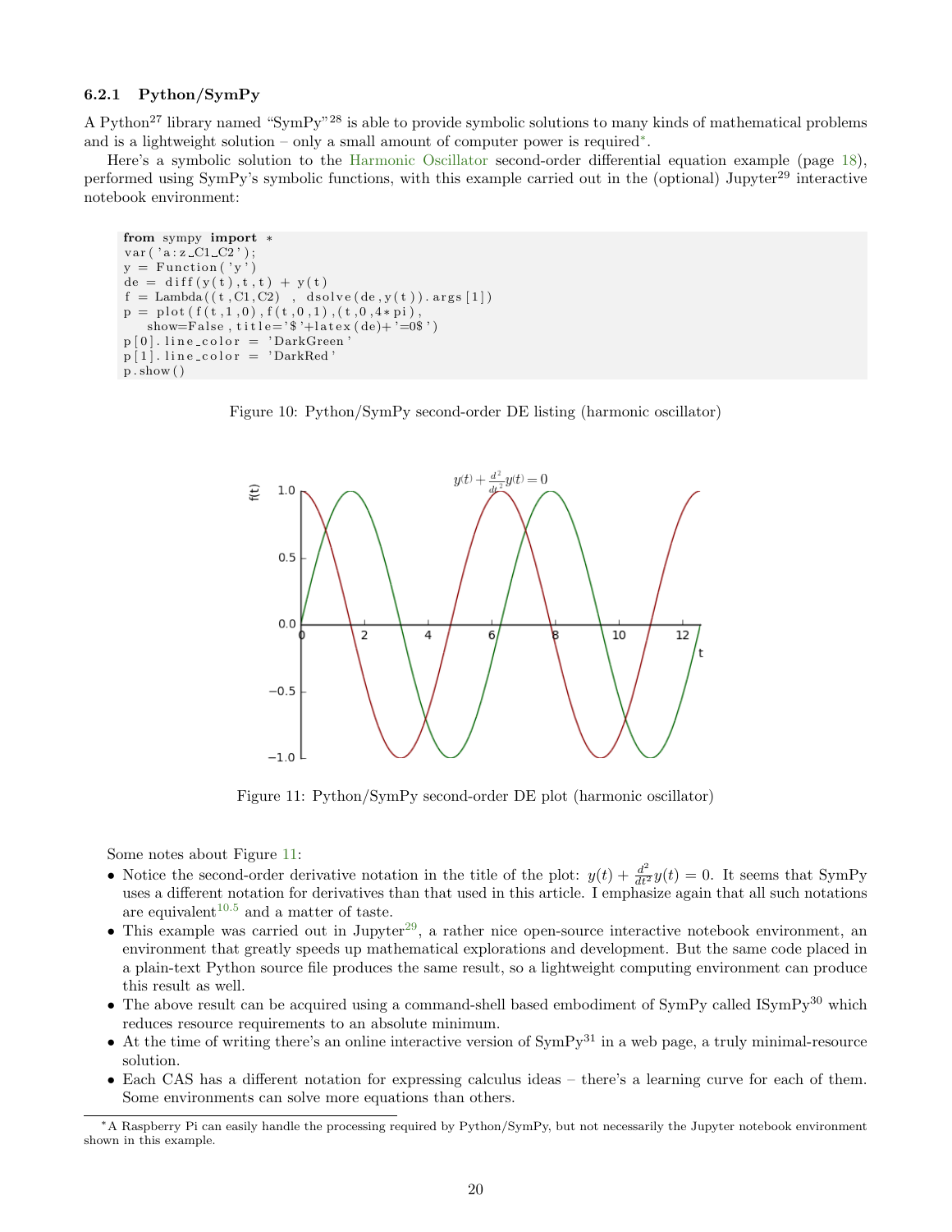### 6.2.1 Python/SymPy

A Python[27] library named "SymPy"[28] is able to provide symbolic solutions to many kinds of mathematical problems and is a lightweight solution – only a small amount of computer power is required[*].

Here's a symbolic solution to the Harmonic Oscillator second-order differential equation example (page 18), performed using SymPy's symbolic functions, with this example carried out in the (optional) Jupyter[29] interactive notebook environment:

```
from sympy import *
var('a:z_C1_C2');
y = Function('y')
de = diff(y(t),t,t) + y(t)
f = Lambda((t,C1,C2) , dsolve(de,y(t)).args[1])
p = plot(f(t,1,0),f(t,0,1),(t,0,4*pi),
    show=False,title='$'+latex(de)+'=0$')
p[0].line_color = 'DarkGreen'
p[1].line_color = 'DarkRed'
p.show()
```

Figure 10: Python/SymPy second-order DE listing (harmonic oscillator)

Figure 11: Python/SymPy second-order DE plot (harmonic oscillator)

Some notes about Figure 11:

- Notice the second-order derivative notation in the title of the plot: $y(t) + \frac{d^2}{dt^2}y(t) = 0$. It seems that SymPy uses a different notation for derivatives than that used in this article. I emphasize again that all such notations are equivalent[10.5] and a matter of taste.
- This example was carried out in Jupyter[29], a rather nice open-source interactive notebook environment, an environment that greatly speeds up mathematical explorations and development. But the same code placed in a plain-text Python source file produces the same result, so a lightweight computing environment can produce this result as well.
- The above result can be acquired using a command-shell based embodiment of SymPy called ISymPy[30] which reduces resource requirements to an absolute minimum.
- At the time of writing there's an online interactive version of SymPy[31] in a web page, a truly minimal-resource solution.
- Each CAS has a different notation for expressing calculus ideas – there's a learning curve for each of them. Some environments can solve more equations than others.

[*] A Raspberry Pi can easily handle the processing required by Python/SymPy, but not necessarily the Jupyter notebook environment shown in this example.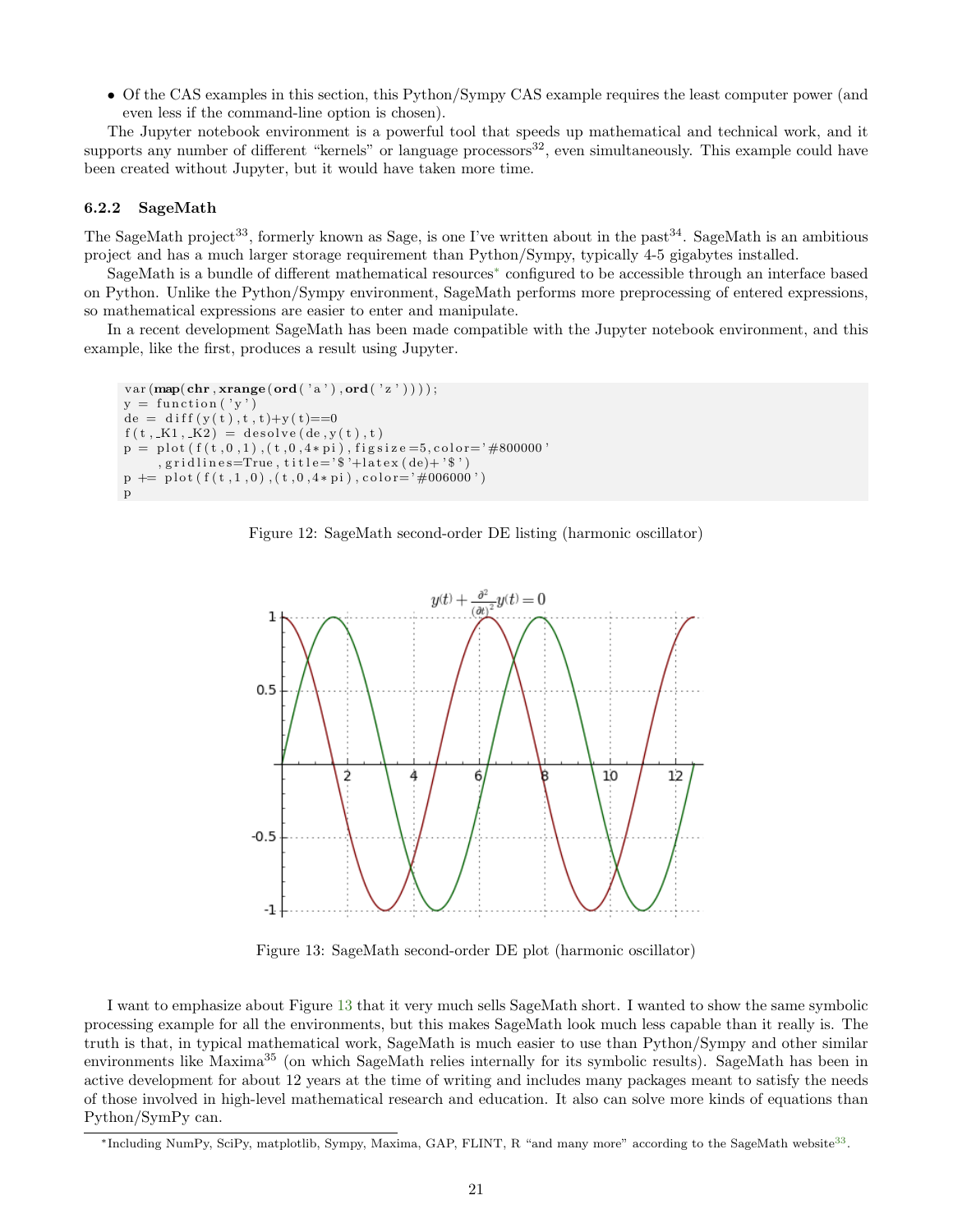- Of the CAS examples in this section, this Python/Sympy CAS example requires the least computer power (and even less if the command-line option is chosen).

The Jupyter notebook environment is a powerful tool that speeds up mathematical and technical work, and it supports any number of different "kernels" or language processors[32], even simultaneously. This example could have been created without Jupyter, but it would have taken more time.

### 6.2.2 SageMath

The SageMath project[33], formerly known as Sage, is one I've written about in the past[34]. SageMath is an ambitious project and has a much larger storage requirement than Python/Sympy, typically 4-5 gigabytes installed.

SageMath is a bundle of different mathematical resources* configured to be accessible through an interface based on Python. Unlike the Python/Sympy environment, SageMath performs more preprocessing of entered expressions, so mathematical expressions are easier to enter and manipulate.

In a recent development SageMath has been made compatible with the Jupyter notebook environment, and this example, like the first, produces a result using Jupyter.

```
var(map(chr,xrange(ord('a'),ord('z'))));
y = function('y')
de = diff(y(t),t,t)+y(t)==0
f(t,_K1,_K2) = desolve(de,y(t),t)
p = plot(f(t,0,1),(t,0,4*pi),figsize=5,color='#800000'
     ,gridlines=True,title='$'+latex(de)+'$')
p += plot(f(t,1,0),(t,0,4*pi),color='#006000')
p
```

Figure 12: SageMath second-order DE listing (harmonic oscillator)

Figure 13: SageMath second-order DE plot (harmonic oscillator)

I want to emphasize about Figure 13 that it very much sells SageMath short. I wanted to show the same symbolic processing example for all the environments, but this makes SageMath look much less capable than it really is. The truth is that, in typical mathematical work, SageMath is much easier to use than Python/Sympy and other similar environments like Maxima[35] (on which SageMath relies internally for its symbolic results). SageMath has been in active development for about 12 years at the time of writing and includes many packages meant to satisfy the needs of those involved in high-level mathematical research and education. It also can solve more kinds of equations than Python/SymPy can.

*Including NumPy, SciPy, matplotlib, Sympy, Maxima, GAP, FLINT, R "and many more" according to the SageMath website[33].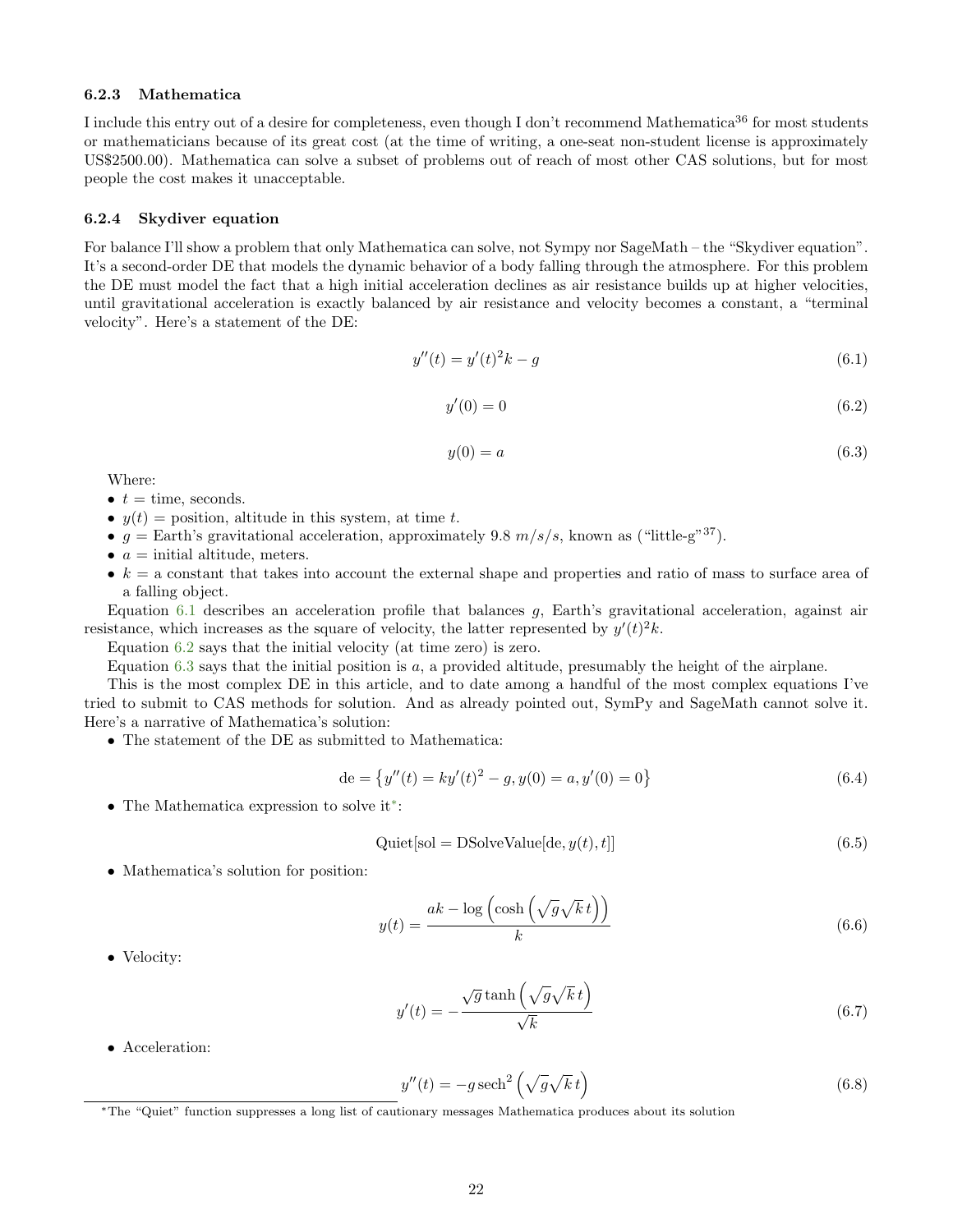### 6.2.3 Mathematica

I include this entry out of a desire for completeness, even though I don't recommend Mathematica[36] for most students or mathematicians because of its great cost (at the time of writing, a one-seat non-student license is approximately US$2500.00). Mathematica can solve a subset of problems out of reach of most other CAS solutions, but for most people the cost makes it unacceptable.

### 6.2.4 Skydiver equation

For balance I'll show a problem that only Mathematica can solve, not Sympy nor SageMath – the "Skydiver equation". It's a second-order DE that models the dynamic behavior of a body falling through the atmosphere. For this problem the DE must model the fact that a high initial acceleration declines as air resistance builds up at higher velocities, until gravitational acceleration is exactly balanced by air resistance and velocity becomes a constant, a "terminal velocity". Here's a statement of the DE:

$$y''(t) = y'(t)^2 k - g \tag{6.1}$$

$$y'(0) = 0 \tag{6.2}$$

$$y(0) = a \tag{6.3}$$

Where:

- $t$ = time, seconds.
- $y(t)$ = position, altitude in this system, at time $t$.
- $g$ = Earth's gravitational acceleration, approximately 9.8 $m/s/s$, known as ("little-g"[37]).
- $a$ = initial altitude, meters.
- $k$ = a constant that takes into account the external shape and properties and ratio of mass to surface area of a falling object.

Equation 6.1 describes an acceleration profile that balances $g$, Earth's gravitational acceleration, against air resistance, which increases as the square of velocity, the latter represented by $y'(t)^2 k$.

Equation 6.2 says that the initial velocity (at time zero) is zero.

Equation 6.3 says that the initial position is $a$, a provided altitude, presumably the height of the airplane.

This is the most complex DE in this article, and to date among a handful of the most complex equations I've tried to submit to CAS methods for solution. And as already pointed out, SymPy and SageMath cannot solve it. Here's a narrative of Mathematica's solution:

- The statement of the DE as submitted to Mathematica:

$$\text{de} = \left\{ y''(t) = k y'(t)^2 - g, y(0) = a, y'(0) = 0 \right\} \tag{6.4}$$

- The Mathematica expression to solve it*:

$$\text{Quiet}[\text{sol} = \text{DSolveValue}[\text{de}, y(t), t]] \tag{6.5}$$

- Mathematica's solution for position:

$$y(t) = \frac{ak - \log\left(\cosh\left(\sqrt{g}\sqrt{k}\,t\right)\right)}{k} \tag{6.6}$$

- Velocity:

$$y'(t) = -\frac{\sqrt{g}\tanh\left(\sqrt{g}\sqrt{k}\,t\right)}{\sqrt{k}} \tag{6.7}$$

- Acceleration:

$$y''(t) = -g\,\text{sech}^2\left(\sqrt{g}\sqrt{k}\,t\right) \tag{6.8}$$

*The "Quiet" function suppresses a long list of cautionary messages Mathematica produces about its solution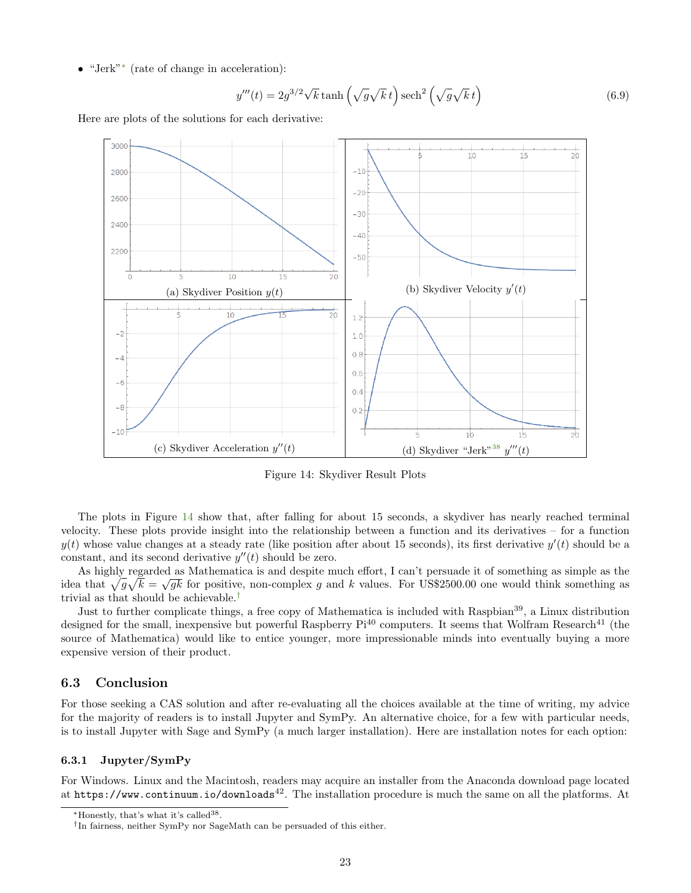- "Jerk"* (rate of change in acceleration):

$$y'''(t) = 2g^{3/2}\sqrt{k}\tanh\left(\sqrt{g}\sqrt{k}\,t\right)\operatorname{sech}^2\left(\sqrt{g}\sqrt{k}\,t\right) \tag{6.9}$$

Here are plots of the solutions for each derivative:

(a) Skydiver Position $y(t)$

(b) Skydiver Velocity $y'(t)$

(c) Skydiver Acceleration $y''(t)$

(d) Skydiver "Jerk"[38] $y'''(t)$

Figure 14: Skydiver Result Plots

The plots in Figure 14 show that, after falling for about 15 seconds, a skydiver has nearly reached terminal velocity. These plots provide insight into the relationship between a function and its derivatives – for a function $y(t)$ whose value changes at a steady rate (like position after about 15 seconds), its first derivative $y'(t)$ should be a constant, and its second derivative $y''(t)$ should be zero.

As highly regarded as Mathematica is and despite much effort, I can't persuade it of something as simple as the idea that $\sqrt{g}\sqrt{k} = \sqrt{gk}$ for positive, non-complex $g$ and $k$ values. For US$2500.00 one would think something as trivial as that should be achievable.†

Just to further complicate things, a free copy of Mathematica is included with Raspbian[39], a Linux distribution designed for the small, inexpensive but powerful Raspberry Pi[40] computers. It seems that Wolfram Research[41] (the source of Mathematica) would like to entice younger, more impressionable minds into eventually buying a more expensive version of their product.

## 6.3 Conclusion

For those seeking a CAS solution and after re-evaluating all the choices available at the time of writing, my advice for the majority of readers is to install Jupyter and SymPy. An alternative choice, for a few with particular needs, is to install Jupyter with Sage and SymPy (a much larger installation). Here are installation notes for each option:

### 6.3.1 Jupyter/SymPy

For Windows. Linux and the Macintosh, readers may acquire an installer from the Anaconda download page located at `https://www.continuum.io/downloads`[42]. The installation procedure is much the same on all the platforms. At

*Honestly, that's what it's called[38].

†In fairness, neither SymPy nor SageMath can be persuaded of this either.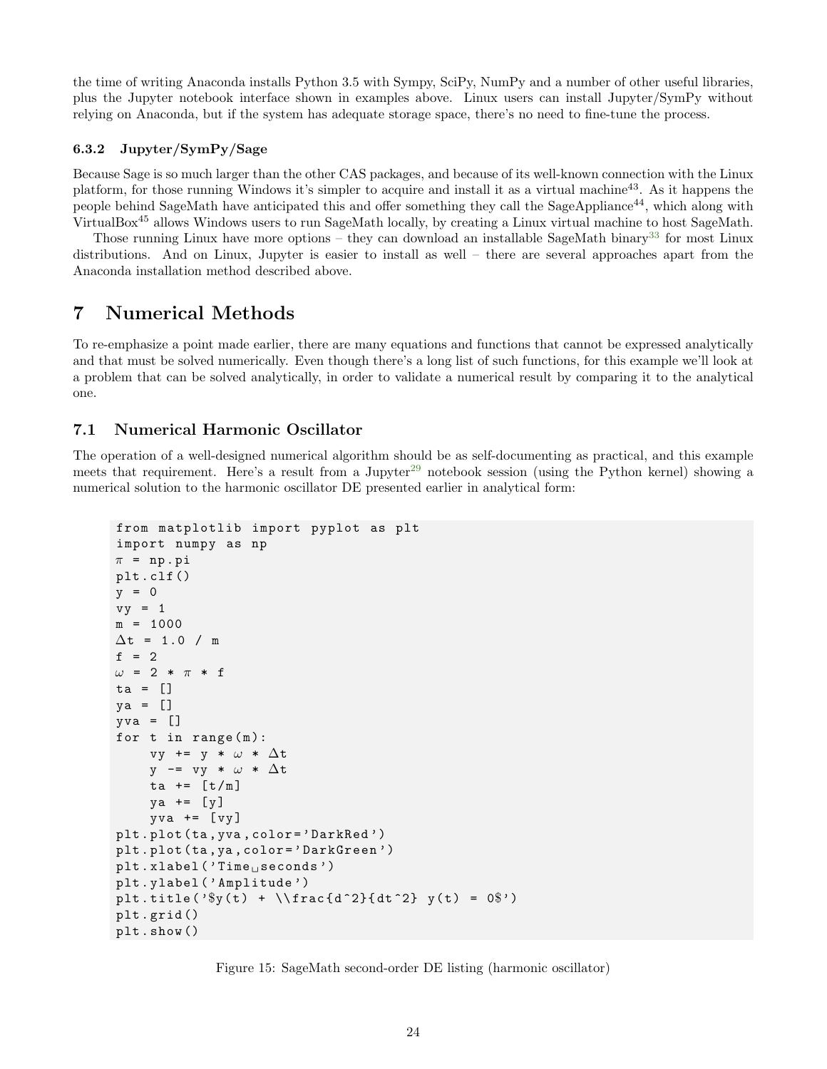the time of writing Anaconda installs Python 3.5 with Sympy, SciPy, NumPy and a number of other useful libraries, plus the Jupyter notebook interface shown in examples above. Linux users can install Jupyter/SymPy without relying on Anaconda, but if the system has adequate storage space, there's no need to fine-tune the process.

### 6.3.2 Jupyter/SymPy/Sage

Because Sage is so much larger than the other CAS packages, and because of its well-known connection with the Linux platform, for those running Windows it's simpler to acquire and install it as a virtual machine[43]. As it happens the people behind SageMath have anticipated this and offer something they call the SageAppliance[44], which along with VirtualBox[45] allows Windows users to run SageMath locally, by creating a Linux virtual machine to host SageMath.

Those running Linux have more options – they can download an installable SageMath binary[33] for most Linux distributions. And on Linux, Jupyter is easier to install as well – there are several approaches apart from the Anaconda installation method described above.

# 7 Numerical Methods

To re-emphasize a point made earlier, there are many equations and functions that cannot be expressed analytically and that must be solved numerically. Even though there's a long list of such functions, for this example we'll look at a problem that can be solved analytically, in order to validate a numerical result by comparing it to the analytical one.

## 7.1 Numerical Harmonic Oscillator

The operation of a well-designed numerical algorithm should be as self-documenting as practical, and this example meets that requirement. Here's a result from a Jupyter[29] notebook session (using the Python kernel) showing a numerical solution to the harmonic oscillator DE presented earlier in analytical form:

```
from matplotlib import pyplot as plt
import numpy as np
π = np.pi
plt.clf()
y = 0
vy = 1
m = 1000
Δt = 1.0 / m
f = 2
ω = 2 * π * f
ta = []
ya = []
yva = []
for t in range(m):
    vy += y * ω * Δt
    y -= vy * ω * Δt
    ta += [t/m]
    ya += [y]
    yva += [vy]
plt.plot(ta,yva,color='DarkRed')
plt.plot(ta,ya,color='DarkGreen')
plt.xlabel('Time seconds')
plt.ylabel('Amplitude')
plt.title('$y(t) + \\frac{d^2}{dt^2} y(t) = 0$')
plt.grid()
plt.show()
```

Figure 15: SageMath second-order DE listing (harmonic oscillator)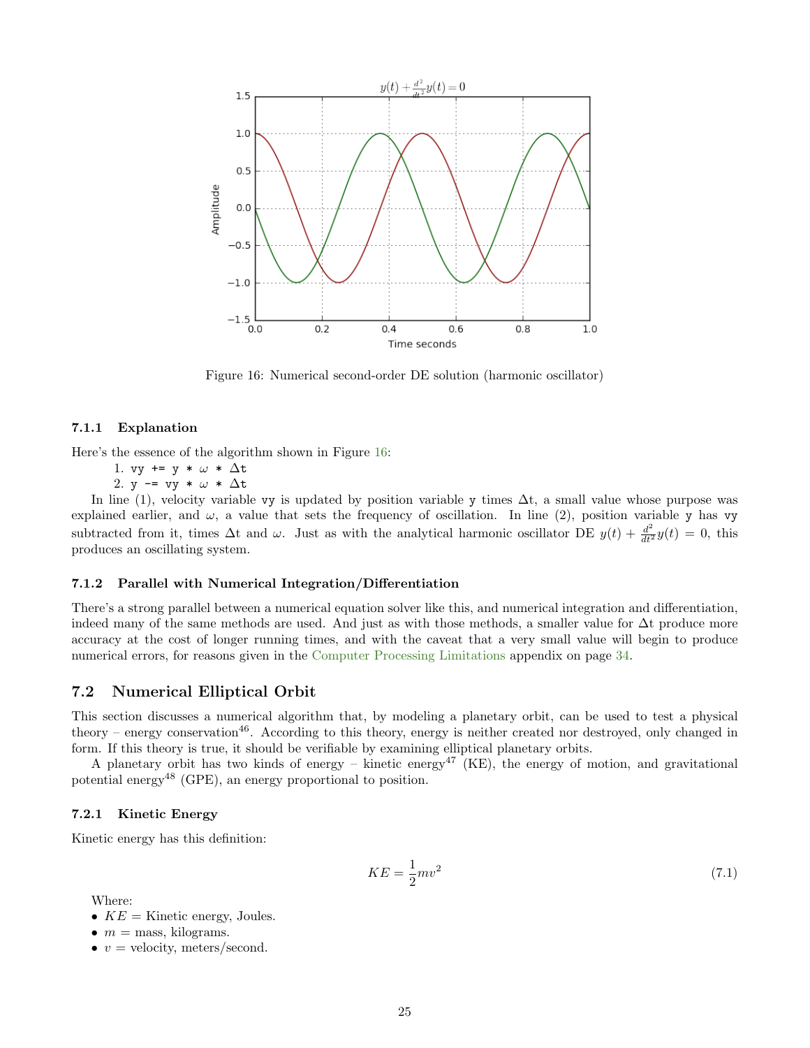Figure 16: Numerical second-order DE solution (harmonic oscillator)

#### 7.1.1 Explanation

Here's the essence of the algorithm shown in Figure 16:

1. `vy += y * ω * Δt`
2. `y -= vy * ω * Δt`

In line (1), velocity variable `vy` is updated by position variable `y` times $\Delta$t, a small value whose purpose was explained earlier, and $\omega$, a value that sets the frequency of oscillation. In line (2), position variable `y` has `vy` subtracted from it, times $\Delta$t and $\omega$. Just as with the analytical harmonic oscillator DE $y(t) + \frac{d^2}{dt^2}y(t) = 0$, this produces an oscillating system.

#### 7.1.2 Parallel with Numerical Integration/Differentiation

There's a strong parallel between a numerical equation solver like this, and numerical integration and differentiation, indeed many of the same methods are used. And just as with those methods, a smaller value for $\Delta$t produce more accuracy at the cost of longer running times, and with the caveat that a very small value will begin to produce numerical errors, for reasons given in the Computer Processing Limitations appendix on page 34.

### 7.2 Numerical Elliptical Orbit

This section discusses a numerical algorithm that, by modeling a planetary orbit, can be used to test a physical theory – energy conservation[46]. According to this theory, energy is neither created nor destroyed, only changed in form. If this theory is true, it should be verifiable by examining elliptical planetary orbits.

A planetary orbit has two kinds of energy – kinetic energy[47] (KE), the energy of motion, and gravitational potential energy[48] (GPE), an energy proportional to position.

#### 7.2.1 Kinetic Energy

Kinetic energy has this definition:

$$KE = \frac{1}{2}mv^2 \tag{7.1}$$

Where:

- $KE$ = Kinetic energy, Joules.
- $m$ = mass, kilograms.
- $v$ = velocity, meters/second.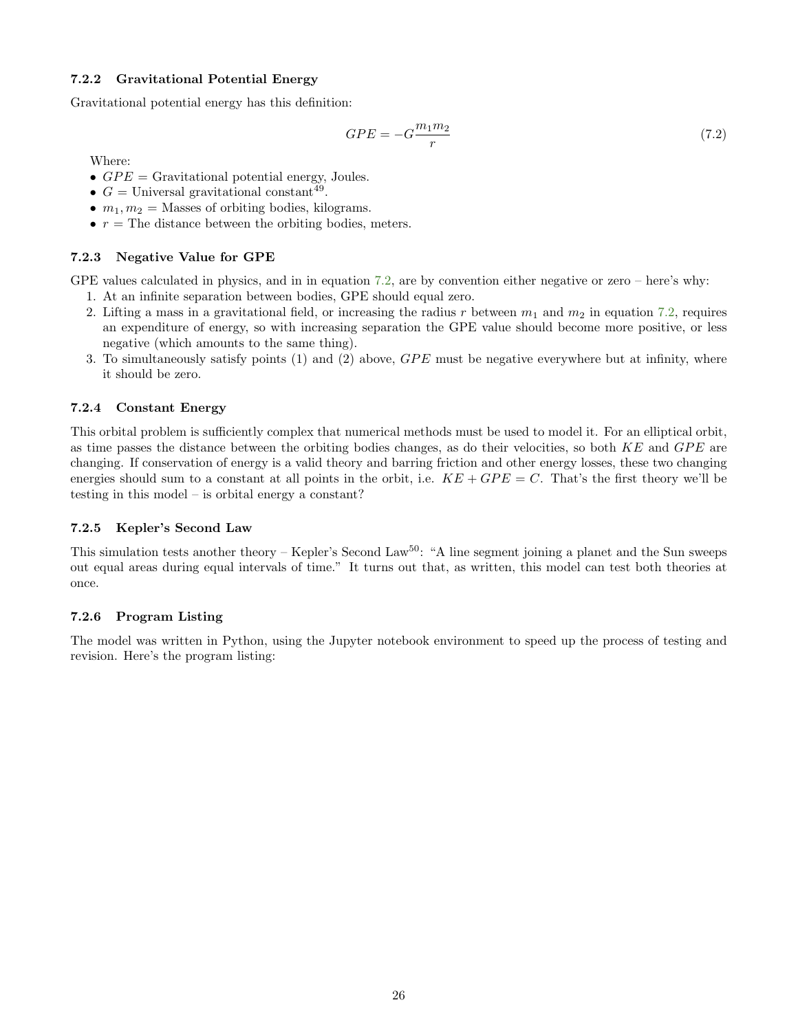### 7.2.2 Gravitational Potential Energy

Gravitational potential energy has this definition:

$$GPE = -G\frac{m_1 m_2}{r} \tag{7.2}$$

Where:

- $GPE$ = Gravitational potential energy, Joules.
- $G$ = Universal gravitational constant[49].
- $m_1, m_2$ = Masses of orbiting bodies, kilograms.
- $r$ = The distance between the orbiting bodies, meters.

### 7.2.3 Negative Value for GPE

GPE values calculated in physics, and in in equation 7.2, are by convention either negative or zero – here's why:

1. At an infinite separation between bodies, GPE should equal zero.
2. Lifting a mass in a gravitational field, or increasing the radius $r$ between $m_1$ and $m_2$ in equation 7.2, requires an expenditure of energy, so with increasing separation the GPE value should become more positive, or less negative (which amounts to the same thing).
3. To simultaneously satisfy points (1) and (2) above, $GPE$ must be negative everywhere but at infinity, where it should be zero.

### 7.2.4 Constant Energy

This orbital problem is sufficiently complex that numerical methods must be used to model it. For an elliptical orbit, as time passes the distance between the orbiting bodies changes, as do their velocities, so both $KE$ and $GPE$ are changing. If conservation of energy is a valid theory and barring friction and other energy losses, these two changing energies should sum to a constant at all points in the orbit, i.e. $KE + GPE = C$. That's the first theory we'll be testing in this model – is orbital energy a constant?

### 7.2.5 Kepler's Second Law

This simulation tests another theory – Kepler's Second Law[50]: "A line segment joining a planet and the Sun sweeps out equal areas during equal intervals of time." It turns out that, as written, this model can test both theories at once.

### 7.2.6 Program Listing

The model was written in Python, using the Jupyter notebook environment to speed up the process of testing and revision. Here's the program listing: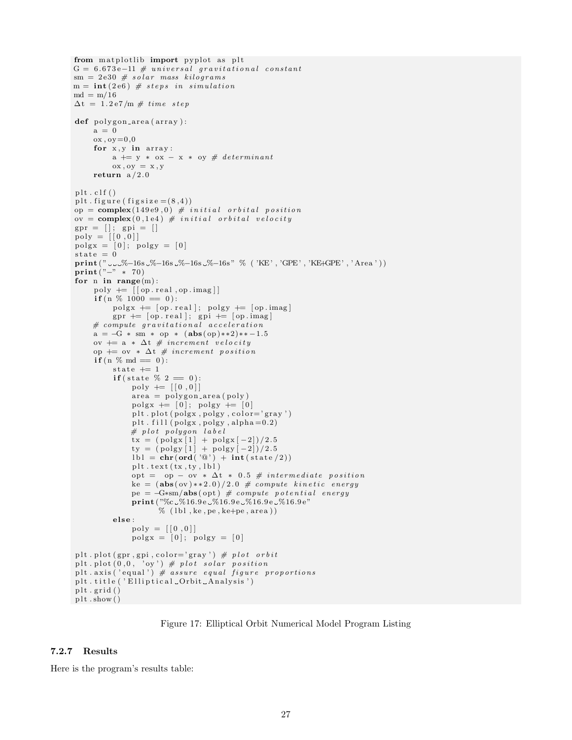```python
from matplotlib import pyplot as plt
G = 6.673e-11 # universal gravitational constant
sm = 2e30 # solar mass kilograms
m = int(2e6) # steps in simulation
md = m/16
Δt = 1.2e7/m # time step

def polygon_area(array):
    a = 0
    ox,oy=0,0
    for x,y in array:
        a += y * ox - x * oy # determinant
        ox,oy = x,y
    return a/2.0

plt.clf()
plt.figure(figsize=(8,4))
op = complex(149e9,0) # initial orbital position
ov = complex(0,1e4) # initial orbital velocity
gpr = []; gpi = []
poly = [[0,0]]
polgx = [0]; polgy = [0]
state = 0
print("   %-16s %-16s %-16s %-16s" % ('KE','GPE','KE+GPE','Area'))
print("-" * 70)
for n in range(m):
    poly += [[op.real,op.imag]]
    if(n % 1000 == 0):
        polgx += [op.real]; polgy += [op.imag]
        gpr += [op.real]; gpi += [op.imag]
    # compute gravitational acceleration
    a = -G * sm * op * (abs(op)**2)**-1.5
    ov += a * Δt # increment velocity
    op += ov * Δt # increment position
    if(n % md == 0):
        state += 1
        if(state % 2 == 0):
            poly += [[0,0]]
            area = polygon_area(poly)
            polgx += [0]; polgy += [0]
            plt.plot(polgx,polgy,color='gray')
            plt.fill(polgx,polgy,alpha=0.2)
            # plot polygon label
            tx = (polgx[1] + polgx[-2])/2.5
            ty = (polgy[1] + polgy[-2])/2.5
            lbl = chr(ord('@') + int(state/2))
            plt.text(tx,ty,lbl)
            opt =  op - ov * Δt * 0.5 # intermediate position
            ke = (abs(ov)**2.0)/2.0 # compute kinetic energy
            pe = -G*sm/abs(opt) # compute potential energy
            print("%c %16.9e %16.9e %16.9e %16.9e"
                % (lbl,ke,pe,ke+pe,area))
        else:
            poly = [[0,0]]
            polgx = [0]; polgy = [0]

plt.plot(gpr,gpi,color='gray') # plot orbit
plt.plot(0,0, 'oy') # plot solar position
plt.axis('equal') # assure equal figure proportions
plt.title('Elliptical Orbit Analysis')
plt.grid()
plt.show()
```

Figure 17: Elliptical Orbit Numerical Model Program Listing

#### 7.2.7 Results

Here is the program's results table: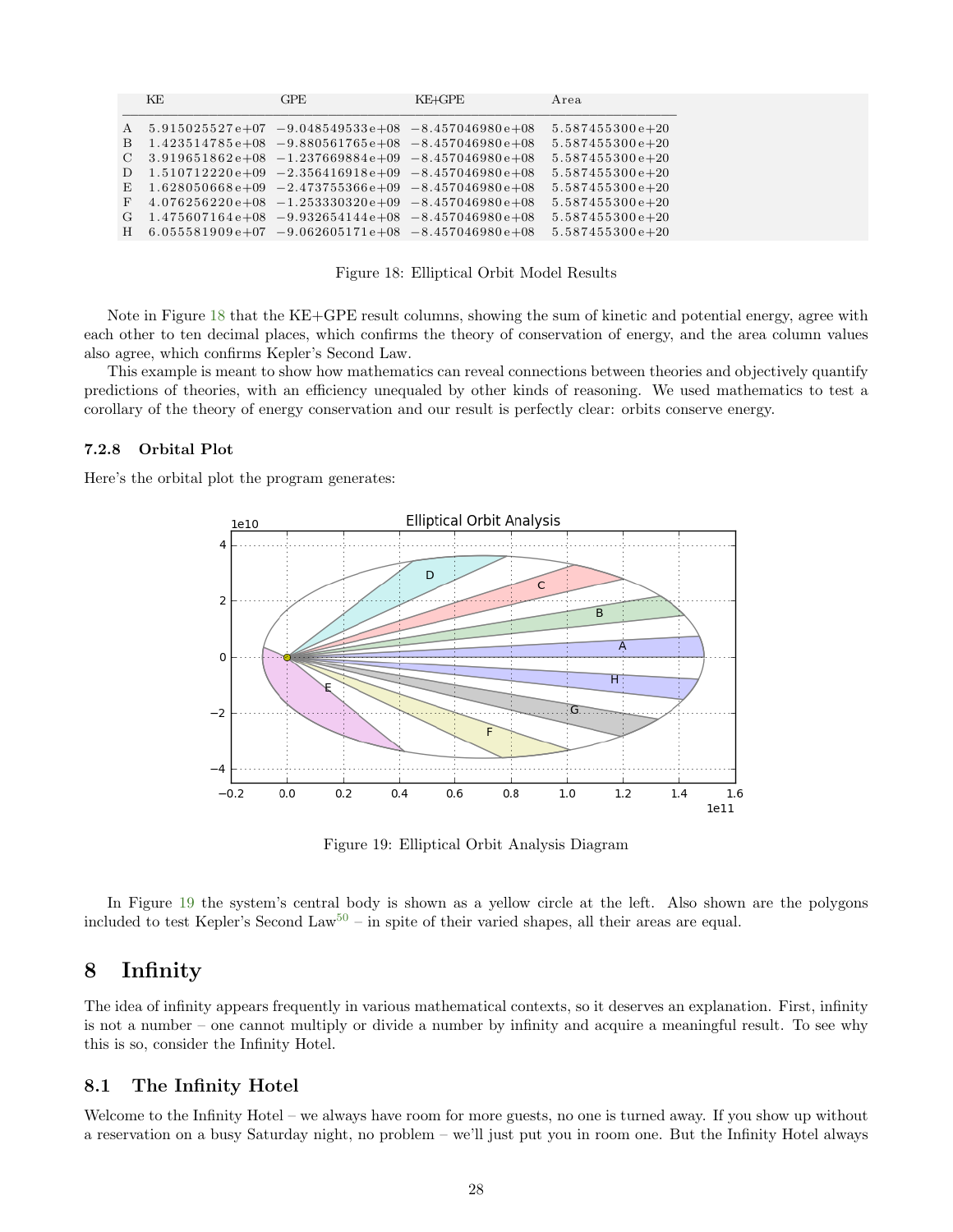| | KE | GPE | KE+GPE | Area |
|---|---|---|---|---|
| A | 5.915025527e+07 | −9.048549533e+08 | −8.457046980e+08 | 5.587455300e+20 |
| B | 1.423514785e+08 | −9.880561765e+08 | −8.457046980e+08 | 5.587455300e+20 |
| C | 3.919651862e+08 | −1.237669884e+09 | −8.457046980e+08 | 5.587455300e+20 |
| D | 1.510712220e+09 | −2.356416918e+09 | −8.457046980e+08 | 5.587455300e+20 |
| E | 1.628050668e+09 | −2.473755366e+09 | −8.457046980e+08 | 5.587455300e+20 |
| F | 4.076256220e+08 | −1.253330320e+09 | −8.457046980e+08 | 5.587455300e+20 |
| G | 1.475607164e+08 | −9.932654144e+08 | −8.457046980e+08 | 5.587455300e+20 |
| H | 6.055581909e+07 | −9.062605171e+08 | −8.457046980e+08 | 5.587455300e+20 |

Figure 18: Elliptical Orbit Model Results

Note in Figure 18 that the KE+GPE result columns, showing the sum of kinetic and potential energy, agree with each other to ten decimal places, which confirms the theory of conservation of energy, and the area column values also agree, which confirms Kepler's Second Law.

This example is meant to show how mathematics can reveal connections between theories and objectively quantify predictions of theories, with an efficiency unequaled by other kinds of reasoning. We used mathematics to test a corollary of the theory of energy conservation and our result is perfectly clear: orbits conserve energy.

### 7.2.8 Orbital Plot

Here's the orbital plot the program generates:

Figure 19: Elliptical Orbit Analysis Diagram

In Figure 19 the system's central body is shown as a yellow circle at the left. Also shown are the polygons included to test Kepler's Second Law[50] – in spite of their varied shapes, all their areas are equal.

# 8 Infinity

The idea of infinity appears frequently in various mathematical contexts, so it deserves an explanation. First, infinity is not a number – one cannot multiply or divide a number by infinity and acquire a meaningful result. To see why this is so, consider the Infinity Hotel.

## 8.1 The Infinity Hotel

Welcome to the Infinity Hotel – we always have room for more guests, no one is turned away. If you show up without a reservation on a busy Saturday night, no problem – we'll just put you in room one. But the Infinity Hotel always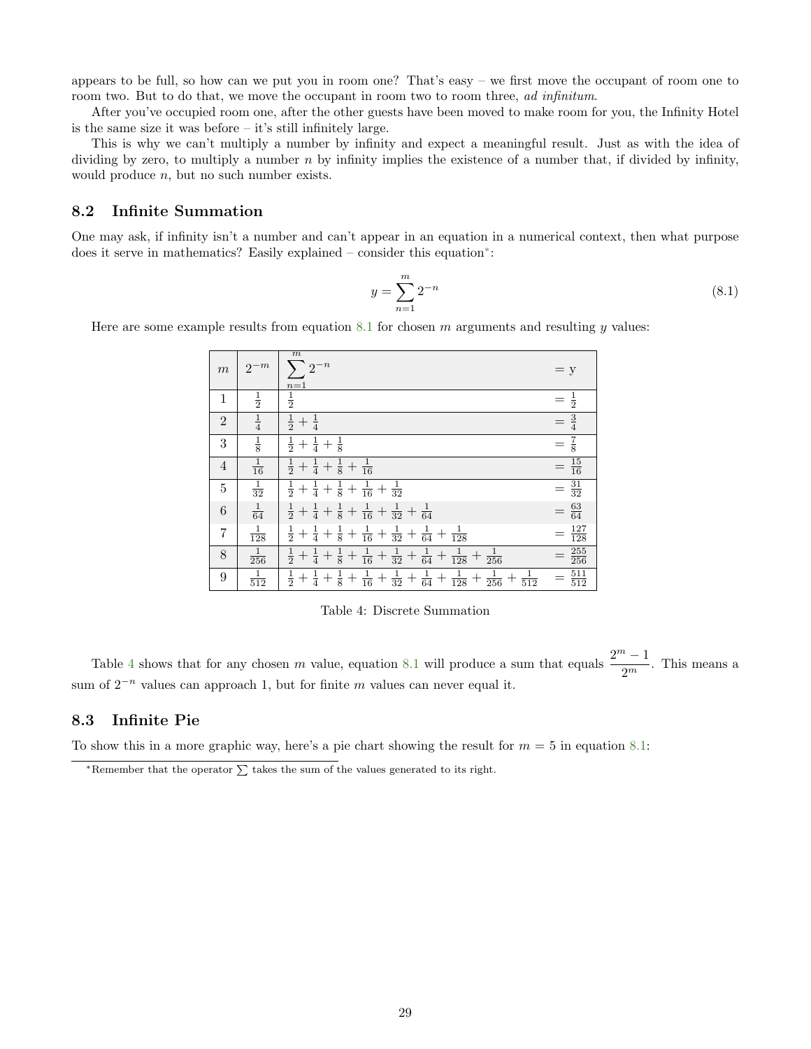appears to be full, so how can we put you in room one? That's easy – we first move the occupant of room one to room two. But to do that, we move the occupant in room two to room three, *ad infinitum*.

After you've occupied room one, after the other guests have been moved to make room for you, the Infinity Hotel is the same size it was before – it's still infinitely large.

This is why we can't multiply a number by infinity and expect a meaningful result. Just as with the idea of dividing by zero, to multiply a number $n$ by infinity implies the existence of a number that, if divided by infinity, would produce $n$, but no such number exists.

## 8.2 Infinite Summation

One may ask, if infinity isn't a number and can't appear in an equation in a numerical context, then what purpose does it serve in mathematics? Easily explained – consider this equation*:

$$y = \sum_{n=1}^{m} 2^{-n} \tag{8.1}$$

Here are some example results from equation 8.1 for chosen $m$ arguments and resulting $y$ values:

| $m$ | $2^{-m}$ | $\sum_{n=1}^{m} 2^{-n}$ | = y |
|---|---|---|---|
| 1 | $\frac{1}{2}$ | $\frac{1}{2}$ | $= \frac{1}{2}$ |
| 2 | $\frac{1}{4}$ | $\frac{1}{2} + \frac{1}{4}$ | $= \frac{3}{4}$ |
| 3 | $\frac{1}{8}$ | $\frac{1}{2} + \frac{1}{4} + \frac{1}{8}$ | $= \frac{7}{8}$ |
| 4 | $\frac{1}{16}$ | $\frac{1}{2} + \frac{1}{4} + \frac{1}{8} + \frac{1}{16}$ | $= \frac{15}{16}$ |
| 5 | $\frac{1}{32}$ | $\frac{1}{2} + \frac{1}{4} + \frac{1}{8} + \frac{1}{16} + \frac{1}{32}$ | $= \frac{31}{32}$ |
| 6 | $\frac{1}{64}$ | $\frac{1}{2} + \frac{1}{4} + \frac{1}{8} + \frac{1}{16} + \frac{1}{32} + \frac{1}{64}$ | $= \frac{63}{64}$ |
| 7 | $\frac{1}{128}$ | $\frac{1}{2} + \frac{1}{4} + \frac{1}{8} + \frac{1}{16} + \frac{1}{32} + \frac{1}{64} + \frac{1}{128}$ | $= \frac{127}{128}$ |
| 8 | $\frac{1}{256}$ | $\frac{1}{2} + \frac{1}{4} + \frac{1}{8} + \frac{1}{16} + \frac{1}{32} + \frac{1}{64} + \frac{1}{128} + \frac{1}{256}$ | $= \frac{255}{256}$ |
| 9 | $\frac{1}{512}$ | $\frac{1}{2} + \frac{1}{4} + \frac{1}{8} + \frac{1}{16} + \frac{1}{32} + \frac{1}{64} + \frac{1}{128} + \frac{1}{256} + \frac{1}{512}$ | $= \frac{511}{512}$ |

Table 4: Discrete Summation

Table 4 shows that for any chosen $m$ value, equation 8.1 will produce a sum that equals $\frac{2^m - 1}{2^m}$. This means a sum of $2^{-n}$ values can approach 1, but for finite $m$ values can never equal it.

## 8.3 Infinite Pie

To show this in a more graphic way, here's a pie chart showing the result for $m = 5$ in equation 8.1:

*Remember that the operator $\sum$ takes the sum of the values generated to its right.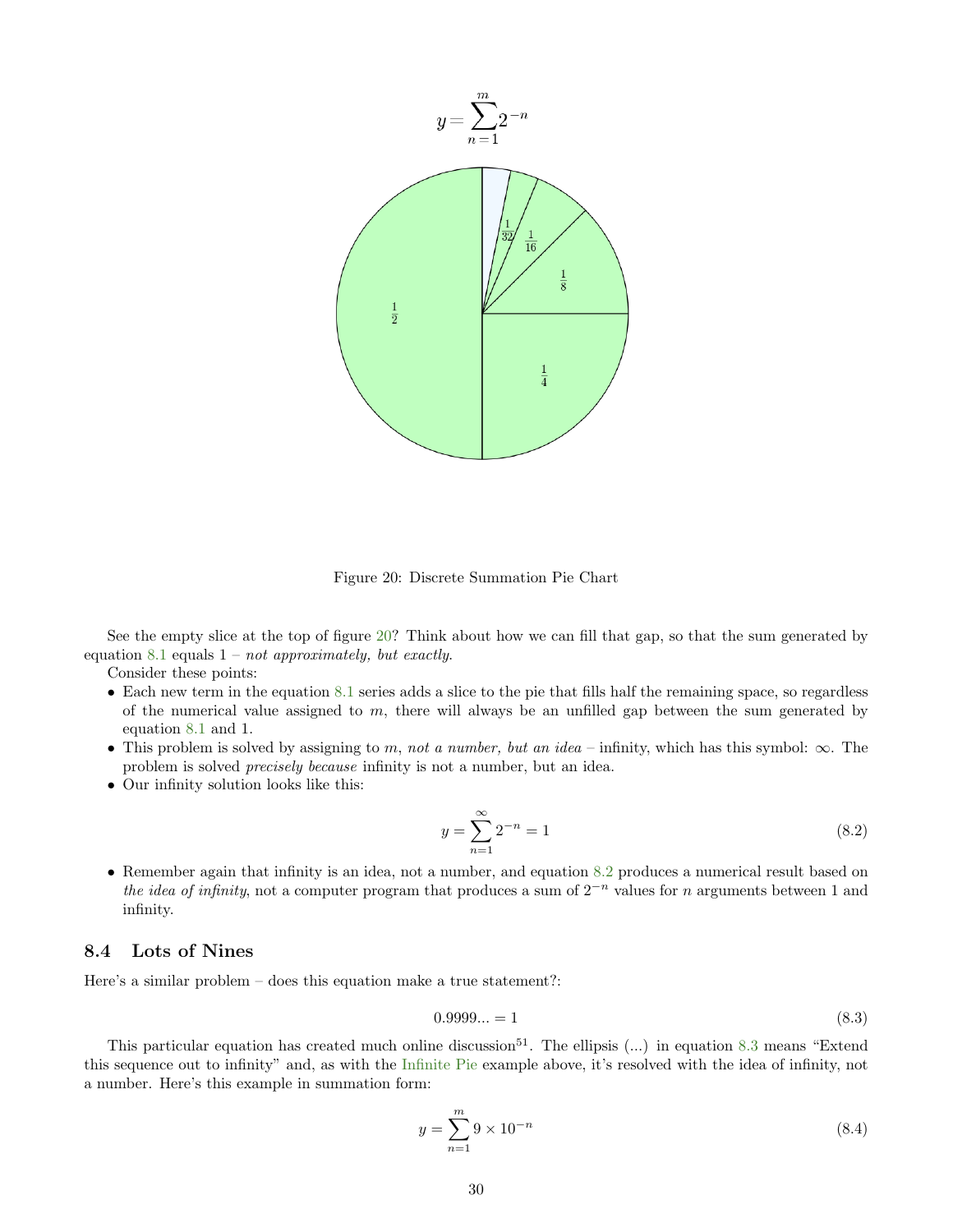$$y = \sum_{n=1}^{m} 2^{-n}$$

Figure 20: Discrete Summation Pie Chart

See the empty slice at the top of figure 20? Think about how we can fill that gap, so that the sum generated by equation 8.1 equals 1 – *not approximately, but exactly.*

Consider these points:

- Each new term in the equation 8.1 series adds a slice to the pie that fills half the remaining space, so regardless of the numerical value assigned to $m$, there will always be an unfilled gap between the sum generated by equation 8.1 and 1.
- This problem is solved by assigning to $m$, *not a number, but an idea* – infinity, which has this symbol: $\infty$. The problem is solved *precisely because* infinity is not a number, but an idea.
- Our infinity solution looks like this:

$$y = \sum_{n=1}^{\infty} 2^{-n} = 1 \tag{8.2}$$

- Remember again that infinity is an idea, not a number, and equation 8.2 produces a numerical result based on *the idea of infinity*, not a computer program that produces a sum of $2^{-n}$ values for $n$ arguments between 1 and infinity.

### 8.4 Lots of Nines

Here's a similar problem – does this equation make a true statement?:

$$0.9999... = 1 \tag{8.3}$$

This particular equation has created much online discussion[51]. The ellipsis (...) in equation 8.3 means "Extend this sequence out to infinity" and, as with the Infinite Pie example above, it's resolved with the idea of infinity, not a number. Here's this example in summation form:

$$y = \sum_{n=1}^{m} 9 \times 10^{-n} \tag{8.4}$$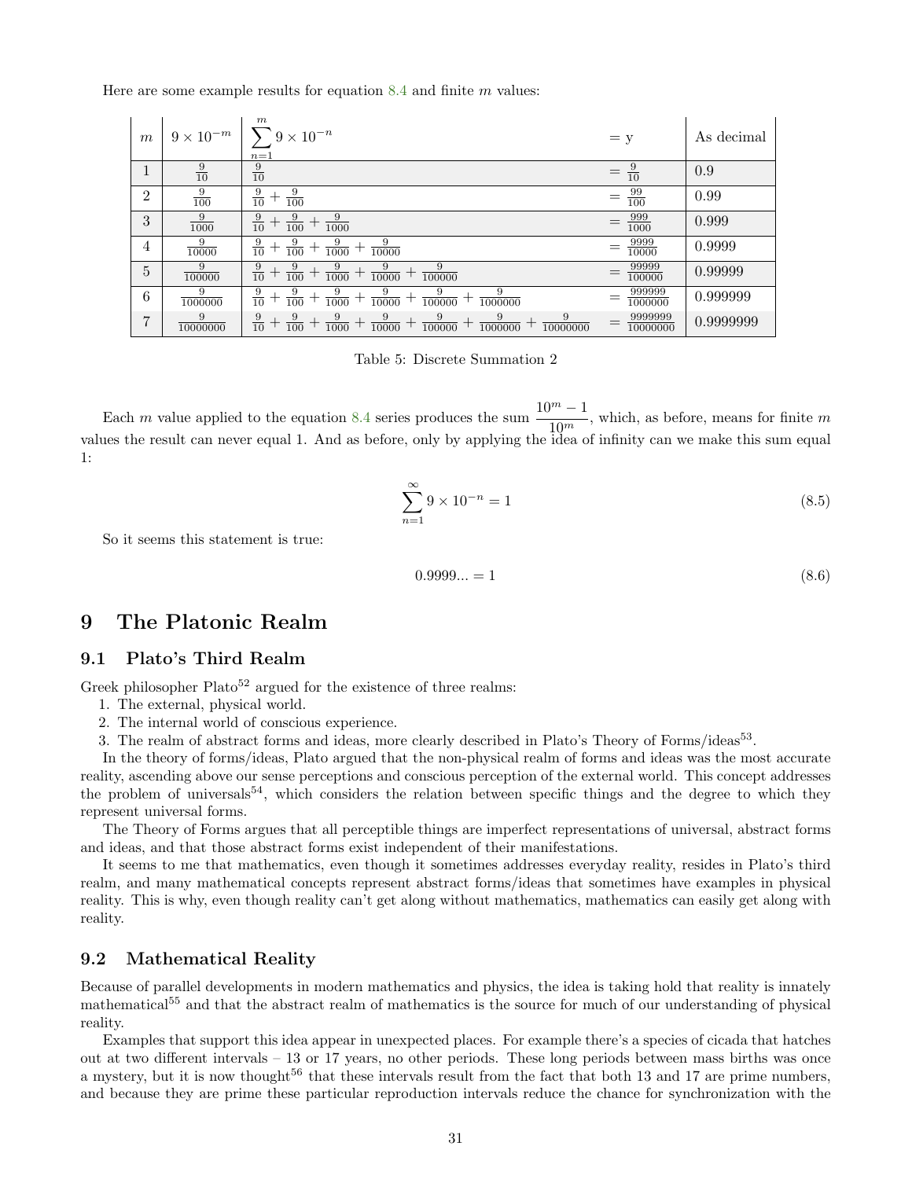Here are some example results for equation 8.4 and finite $m$ values:

| $m$ | $9 \times 10^{-m}$ | $\sum_{n=1}^{m} 9 \times 10^{-n}$ | = y | As decimal |
|---|---|---|---|---|
| 1 | $\frac{9}{10}$ | $\frac{9}{10}$ | $= \frac{9}{10}$ | 0.9 |
| 2 | $\frac{9}{100}$ | $\frac{9}{10} + \frac{9}{100}$ | $= \frac{99}{100}$ | 0.99 |
| 3 | $\frac{9}{1000}$ | $\frac{9}{10} + \frac{9}{100} + \frac{9}{1000}$ | $= \frac{999}{1000}$ | 0.999 |
| 4 | $\frac{9}{10000}$ | $\frac{9}{10} + \frac{9}{100} + \frac{9}{1000} + \frac{9}{10000}$ | $= \frac{9999}{10000}$ | 0.9999 |
| 5 | $\frac{9}{100000}$ | $\frac{9}{10} + \frac{9}{100} + \frac{9}{1000} + \frac{9}{10000} + \frac{9}{100000}$ | $= \frac{99999}{100000}$ | 0.99999 |
| 6 | $\frac{9}{1000000}$ | $\frac{9}{10} + \frac{9}{100} + \frac{9}{1000} + \frac{9}{10000} + \frac{9}{100000} + \frac{9}{1000000}$ | $= \frac{999999}{1000000}$ | 0.999999 |
| 7 | $\frac{9}{10000000}$ | $\frac{9}{10} + \frac{9}{100} + \frac{9}{1000} + \frac{9}{10000} + \frac{9}{100000} + \frac{9}{1000000} + \frac{9}{10000000}$ | $= \frac{9999999}{10000000}$ | 0.9999999 |

Table 5: Discrete Summation 2

Each $m$ value applied to the equation 8.4 series produces the sum $\frac{10^m - 1}{10^m}$, which, as before, means for finite $m$ values the result can never equal 1. And as before, only by applying the idea of infinity can we make this sum equal 1:

$$\sum_{n=1}^{\infty} 9 \times 10^{-n} = 1 \tag{8.5}$$

So it seems this statement is true:

$$0.9999... = 1 \tag{8.6}$$

# 9 The Platonic Realm

## 9.1 Plato's Third Realm

Greek philosopher Plato[52] argued for the existence of three realms:

1. The external, physical world.
2. The internal world of conscious experience.
3. The realm of abstract forms and ideas, more clearly described in Plato's Theory of Forms/ideas[53].

In the theory of forms/ideas, Plato argued that the non-physical realm of forms and ideas was the most accurate reality, ascending above our sense perceptions and conscious perception of the external world. This concept addresses the problem of universals[54], which considers the relation between specific things and the degree to which they represent universal forms.

The Theory of Forms argues that all perceptible things are imperfect representations of universal, abstract forms and ideas, and that those abstract forms exist independent of their manifestations.

It seems to me that mathematics, even though it sometimes addresses everyday reality, resides in Plato's third realm, and many mathematical concepts represent abstract forms/ideas that sometimes have examples in physical reality. This is why, even though reality can't get along without mathematics, mathematics can easily get along with reality.

## 9.2 Mathematical Reality

Because of parallel developments in modern mathematics and physics, the idea is taking hold that reality is innately mathematical[55] and that the abstract realm of mathematics is the source for much of our understanding of physical reality.

Examples that support this idea appear in unexpected places. For example there's a species of cicada that hatches out at two different intervals – 13 or 17 years, no other periods. These long periods between mass births was once a mystery, but it is now thought[56] that these intervals result from the fact that both 13 and 17 are prime numbers, and because they are prime these particular reproduction intervals reduce the chance for synchronization with the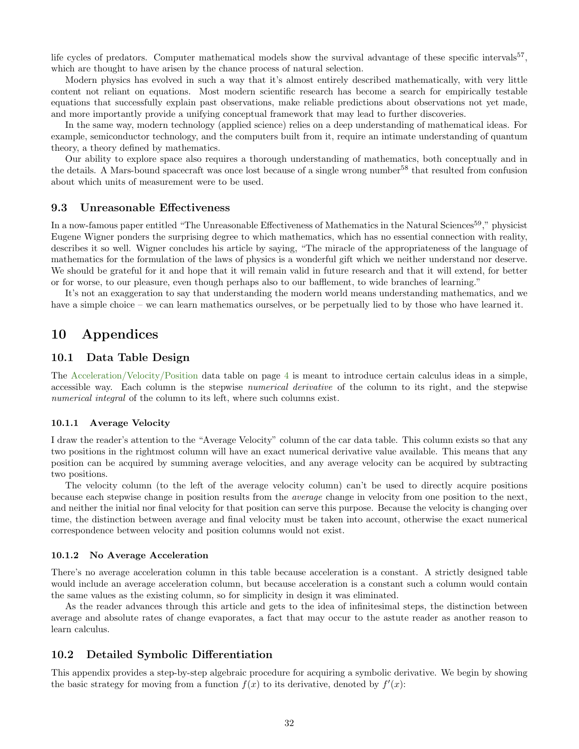life cycles of predators. Computer mathematical models show the survival advantage of these specific intervals[57], which are thought to have arisen by the chance process of natural selection.

Modern physics has evolved in such a way that it's almost entirely described mathematically, with very little content not reliant on equations. Most modern scientific research has become a search for empirically testable equations that successfully explain past observations, make reliable predictions about observations not yet made, and more importantly provide a unifying conceptual framework that may lead to further discoveries.

In the same way, modern technology (applied science) relies on a deep understanding of mathematical ideas. For example, semiconductor technology, and the computers built from it, require an intimate understanding of quantum theory, a theory defined by mathematics.

Our ability to explore space also requires a thorough understanding of mathematics, both conceptually and in the details. A Mars-bound spacecraft was once lost because of a single wrong number[58] that resulted from confusion about which units of measurement were to be used.

### 9.3 Unreasonable Effectiveness

In a now-famous paper entitled "The Unreasonable Effectiveness of Mathematics in the Natural Sciences[59]," physicist Eugene Wigner ponders the surprising degree to which mathematics, which has no essential connection with reality, describes it so well. Wigner concludes his article by saying, "The miracle of the appropriateness of the language of mathematics for the formulation of the laws of physics is a wonderful gift which we neither understand nor deserve. We should be grateful for it and hope that it will remain valid in future research and that it will extend, for better or for worse, to our pleasure, even though perhaps also to our bafflement, to wide branches of learning."

It's not an exaggeration to say that understanding the modern world means understanding mathematics, and we have a simple choice – we can learn mathematics ourselves, or be perpetually lied to by those who have learned it.

## 10 Appendices

### 10.1 Data Table Design

The Acceleration/Velocity/Position data table on page 4 is meant to introduce certain calculus ideas in a simple, accessible way. Each column is the stepwise *numerical derivative* of the column to its right, and the stepwise *numerical integral* of the column to its left, where such columns exist.

#### 10.1.1 Average Velocity

I draw the reader's attention to the "Average Velocity" column of the car data table. This column exists so that any two positions in the rightmost column will have an exact numerical derivative value available. This means that any position can be acquired by summing average velocities, and any average velocity can be acquired by subtracting two positions.

The velocity column (to the left of the average velocity column) can't be used to directly acquire positions because each stepwise change in position results from the *average* change in velocity from one position to the next, and neither the initial nor final velocity for that position can serve this purpose. Because the velocity is changing over time, the distinction between average and final velocity must be taken into account, otherwise the exact numerical correspondence between velocity and position columns would not exist.

#### 10.1.2 No Average Acceleration

There's no average acceleration column in this table because acceleration is a constant. A strictly designed table would include an average acceleration column, but because acceleration is a constant such a column would contain the same values as the existing column, so for simplicity in design it was eliminated.

As the reader advances through this article and gets to the idea of infinitesimal steps, the distinction between average and absolute rates of change evaporates, a fact that may occur to the astute reader as another reason to learn calculus.

### 10.2 Detailed Symbolic Differentiation

This appendix provides a step-by-step algebraic procedure for acquiring a symbolic derivative. We begin by showing the basic strategy for moving from a function $f(x)$ to its derivative, denoted by $f'(x)$: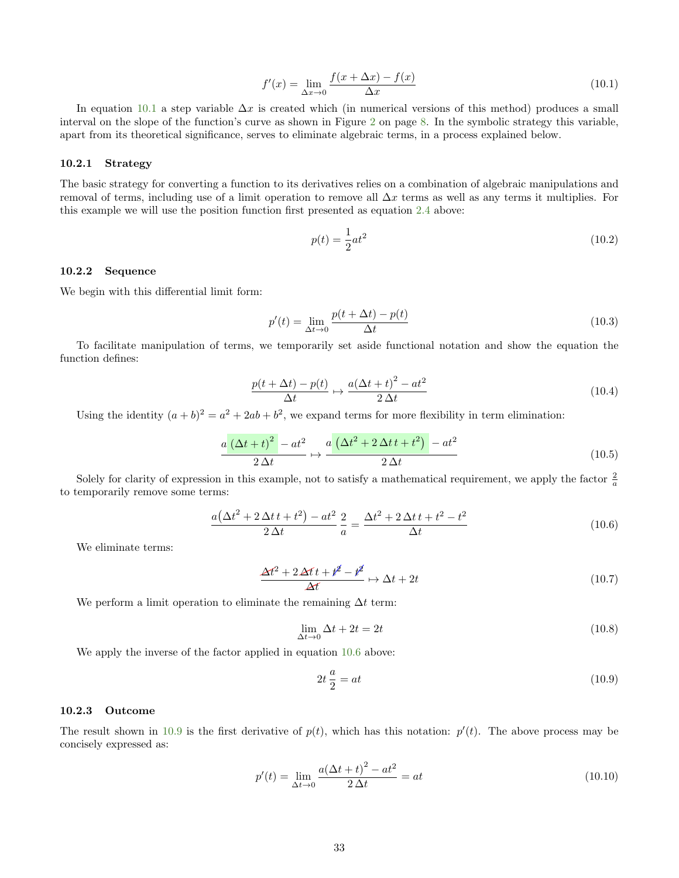$$f'(x) = \lim_{\Delta x \to 0} \frac{f(x + \Delta x) - f(x)}{\Delta x} \tag{10.1}$$

In equation 10.1 a step variable $\Delta x$ is created which (in numerical versions of this method) produces a small interval on the slope of the function's curve as shown in Figure 2 on page 8. In the symbolic strategy this variable, apart from its theoretical significance, serves to eliminate algebraic terms, in a process explained below.

### 10.2.1 Strategy

The basic strategy for converting a function to its derivatives relies on a combination of algebraic manipulations and removal of terms, including use of a limit operation to remove all $\Delta x$ terms as well as any terms it multiplies. For this example we will use the position function first presented as equation 2.4 above:

$$p(t) = \frac{1}{2}at^2 \tag{10.2}$$

### 10.2.2 Sequence

We begin with this differential limit form:

$$p'(t) = \lim_{\Delta t \to 0} \frac{p(t + \Delta t) - p(t)}{\Delta t} \tag{10.3}$$

To facilitate manipulation of terms, we temporarily set aside functional notation and show the equation the function defines:

$$\frac{p(t + \Delta t) - p(t)}{\Delta t} \mapsto \frac{a(\Delta t + t)^2 - at^2}{2\,\Delta t} \tag{10.4}$$

Using the identity $(a + b)^2 = a^2 + 2ab + b^2$, we expand terms for more flexibility in term elimination:

$$\frac{a\,(\Delta t + t)^2 - at^2}{2\,\Delta t} \mapsto \frac{a\left(\Delta t^2 + 2\,\Delta t\,t + t^2\right) - at^2}{2\,\Delta t} \tag{10.5}$$

Solely for clarity of expression in this example, not to satisfy a mathematical requirement, we apply the factor $\frac{2}{a}$ to temporarily remove some terms:

$$\frac{a\left(\Delta t^2 + 2\,\Delta t\,t + t^2\right) - at^2}{2\,\Delta t}\,\frac{2}{a} = \frac{\Delta t^2 + 2\,\Delta t\,t + t^2 - t^2}{\Delta t} \tag{10.6}$$

We eliminate terms:

$$\frac{\cancel{\Delta t}^2 + 2\,\cancel{\Delta t}\,t + \cancel{t^2} - \cancel{t^2}}{\cancel{\Delta t}} \mapsto \Delta t + 2t \tag{10.7}$$

We perform a limit operation to eliminate the remaining $\Delta t$ term:

$$\lim_{\Delta t \to 0} \Delta t + 2t = 2t \tag{10.8}$$

We apply the inverse of the factor applied in equation 10.6 above:

$$2t\,\frac{a}{2} = at \tag{10.9}$$

### 10.2.3 Outcome

The result shown in 10.9 is the first derivative of $p(t)$, which has this notation: $p'(t)$. The above process may be concisely expressed as:

$$p'(t) = \lim_{\Delta t \to 0} \frac{a(\Delta t + t)^2 - at^2}{2\,\Delta t} = at \tag{10.10}$$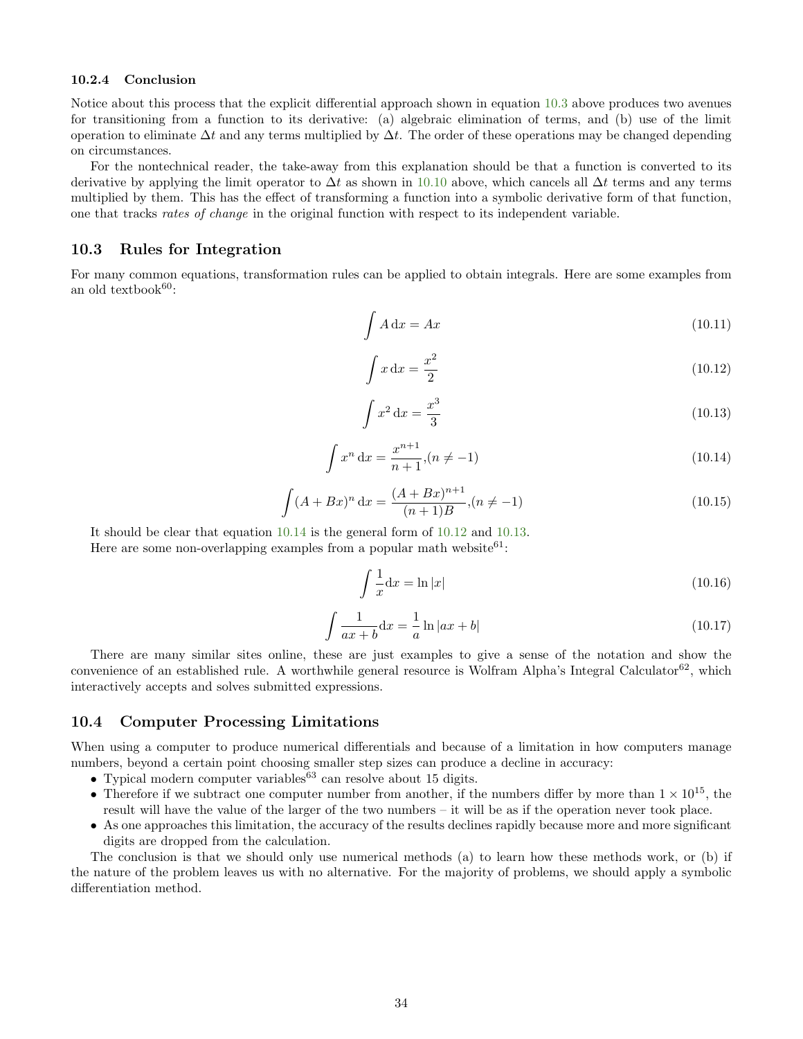#### 10.2.4 Conclusion

Notice about this process that the explicit differential approach shown in equation 10.3 above produces two avenues for transitioning from a function to its derivative: (a) algebraic elimination of terms, and (b) use of the limit operation to eliminate $\Delta t$ and any terms multiplied by $\Delta t$. The order of these operations may be changed depending on circumstances.

For the nontechnical reader, the take-away from this explanation should be that a function is converted to its derivative by applying the limit operator to $\Delta t$ as shown in 10.10 above, which cancels all $\Delta t$ terms and any terms multiplied by them. This has the effect of transforming a function into a symbolic derivative form of that function, one that tracks *rates of change* in the original function with respect to its independent variable.

## 10.3 Rules for Integration

For many common equations, transformation rules can be applied to obtain integrals. Here are some examples from an old textbook[60]:

$$\int A \, \mathrm{d}x = Ax \tag{10.11}$$

$$\int x \, \mathrm{d}x = \frac{x^2}{2} \tag{10.12}$$

$$\int x^2 \, \mathrm{d}x = \frac{x^3}{3} \tag{10.13}$$

$$\int x^n \, \mathrm{d}x = \frac{x^{n+1}}{n+1}, (n \neq -1) \tag{10.14}$$

$$\int (A + Bx)^n \, \mathrm{d}x = \frac{(A + Bx)^{n+1}}{(n+1)B}, (n \neq -1) \tag{10.15}$$

It should be clear that equation 10.14 is the general form of 10.12 and 10.13.

Here are some non-overlapping examples from a popular math website[61]:

$$\int \frac{1}{x} \mathrm{d}x = \ln |x| \tag{10.16}$$

$$\int \frac{1}{ax+b} \mathrm{d}x = \frac{1}{a} \ln |ax + b| \tag{10.17}$$

There are many similar sites online, these are just examples to give a sense of the notation and show the convenience of an established rule. A worthwhile general resource is Wolfram Alpha's Integral Calculator[62], which interactively accepts and solves submitted expressions.

## 10.4 Computer Processing Limitations

When using a computer to produce numerical differentials and because of a limitation in how computers manage numbers, beyond a certain point choosing smaller step sizes can produce a decline in accuracy:

- Typical modern computer variables[63] can resolve about 15 digits.
- Therefore if we subtract one computer number from another, if the numbers differ by more than $1 \times 10^{15}$, the result will have the value of the larger of the two numbers – it will be as if the operation never took place.
- As one approaches this limitation, the accuracy of the results declines rapidly because more and more significant digits are dropped from the calculation.

The conclusion is that we should only use numerical methods (a) to learn how these methods work, or (b) if the nature of the problem leaves us with no alternative. For the majority of problems, we should apply a symbolic differentiation method.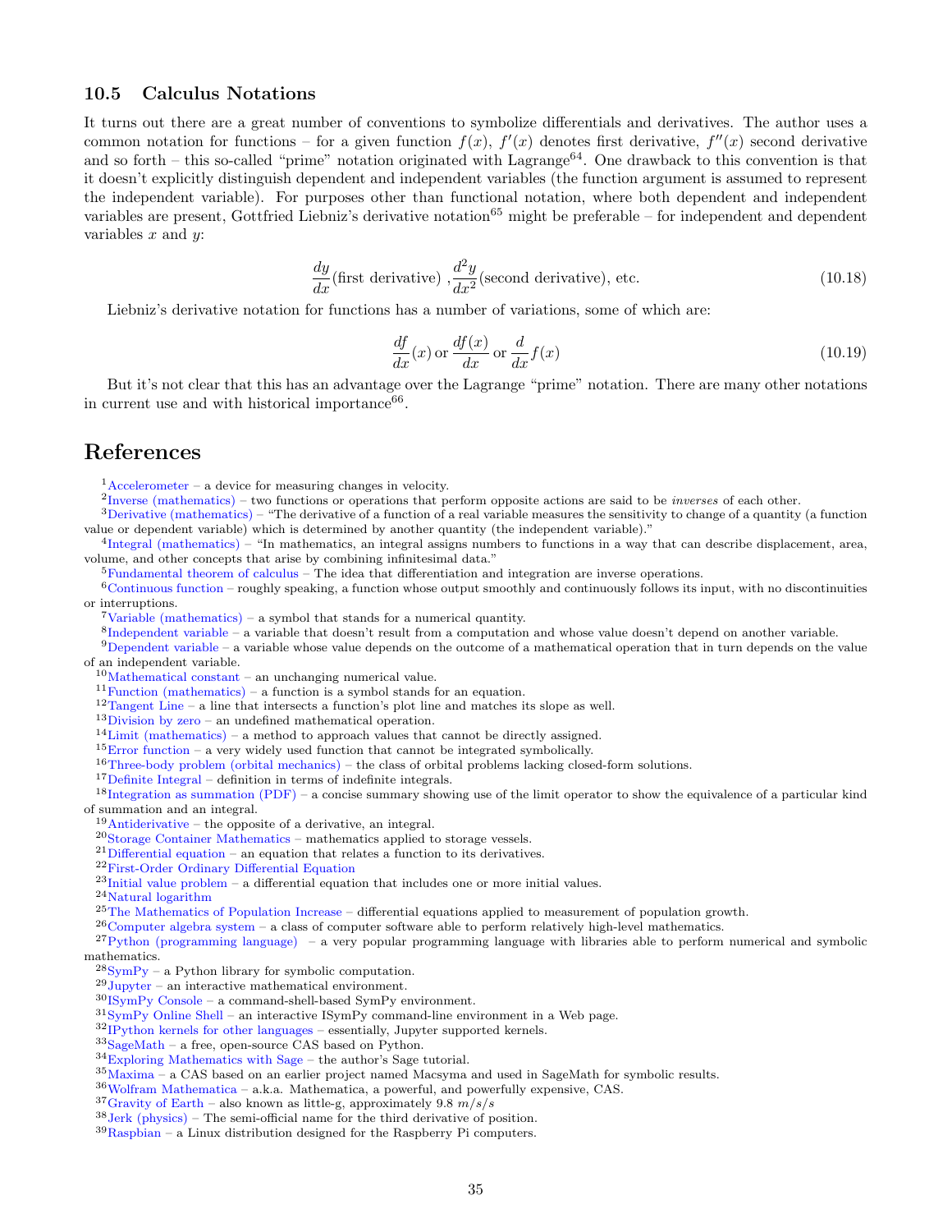### 10.5 Calculus Notations

It turns out there are a great number of conventions to symbolize differentials and derivatives. The author uses a common notation for functions – for a given function $f(x)$, $f'(x)$ denotes first derivative, $f''(x)$ second derivative and so forth – this so-called "prime" notation originated with Lagrange[64]. One drawback to this convention is that it doesn't explicitly distinguish dependent and independent variables (the function argument is assumed to represent the independent variable). For purposes other than functional notation, where both dependent and independent variables are present, Gottfried Liebniz's derivative notation[65] might be preferable – for independent and dependent variables $x$ and $y$:

$$\frac{dy}{dx}(\text{first derivative}) , \frac{d^2y}{dx^2}(\text{second derivative}), \text{etc.} \tag{10.18}$$

Liebniz's derivative notation for functions has a number of variations, some of which are:

$$\frac{df}{dx}(x) \text{ or } \frac{df(x)}{dx} \text{ or } \frac{d}{dx}f(x) \tag{10.19}$$

But it's not clear that this has an advantage over the Lagrange "prime" notation. There are many other notations in current use and with historical importance[66].

# References

[1] Accelerometer – a device for measuring changes in velocity.

[2] Inverse (mathematics) – two functions or operations that perform opposite actions are said to be *inverses* of each other.

[3] Derivative (mathematics) – "The derivative of a function of a real variable measures the sensitivity to change of a quantity (a function value or dependent variable) which is determined by another quantity (the independent variable)."

[4] Integral (mathematics) – "In mathematics, an integral assigns numbers to functions in a way that can describe displacement, area, volume, and other concepts that arise by combining infinitesimal data."

[5] Fundamental theorem of calculus – The idea that differentiation and integration are inverse operations.

[6] Continuous function – roughly speaking, a function whose output smoothly and continuously follows its input, with no discontinuities or interruptions.

[7] Variable (mathematics) – a symbol that stands for a numerical quantity.

[8] Independent variable – a variable that doesn't result from a computation and whose value doesn't depend on another variable.

[9] Dependent variable – a variable whose value depends on the outcome of a mathematical operation that in turn depends on the value of an independent variable.

[10] Mathematical constant – an unchanging numerical value.

[11] Function (mathematics) – a function is a symbol stands for an equation.

[12] Tangent Line – a line that intersects a function's plot line and matches its slope as well.

[13] Division by zero – an undefined mathematical operation.

[14] Limit (mathematics) – a method to approach values that cannot be directly assigned.

[15] Error function – a very widely used function that cannot be integrated symbolically.

[16] Three-body problem (orbital mechanics) – the class of orbital problems lacking closed-form solutions.

[17] Definite Integral – definition in terms of indefinite integrals.

[18] Integration as summation (PDF) – a concise summary showing use of the limit operator to show the equivalence of a particular kind of summation and an integral.

[19] Antiderivative – the opposite of a derivative, an integral.

[20] Storage Container Mathematics – mathematics applied to storage vessels.

[21] Differential equation – an equation that relates a function to its derivatives.

[22] First-Order Ordinary Differential Equation

[23] Initial value problem – a differential equation that includes one or more initial values.

[24] Natural logarithm

[25] The Mathematics of Population Increase – differential equations applied to measurement of population growth.

[26] Computer algebra system – a class of computer software able to perform relatively high-level mathematics.

[27] Python (programming language) – a very popular programming language with libraries able to perform numerical and symbolic mathematics.

[28] SymPy – a Python library for symbolic computation.

[29] Jupyter – an interactive mathematical environment.

[30] ISymPy Console – a command-shell-based SymPy environment.

[31] SymPy Online Shell – an interactive ISymPy command-line environment in a Web page.

[32] IPython kernels for other languages – essentially, Jupyter supported kernels.

[33] SageMath – a free, open-source CAS based on Python.

[34] Exploring Mathematics with Sage – the author's Sage tutorial.

[35] Maxima – a CAS based on an earlier project named Macsyma and used in SageMath for symbolic results.

[36] Wolfram Mathematica – a.k.a. Mathematica, a powerful, and powerfully expensive, CAS.

[37] Gravity of Earth – also known as little-g, approximately 9.8 $m/s/s$

[38] Jerk (physics) – The semi-official name for the third derivative of position.

[39] Raspbian – a Linux distribution designed for the Raspberry Pi computers.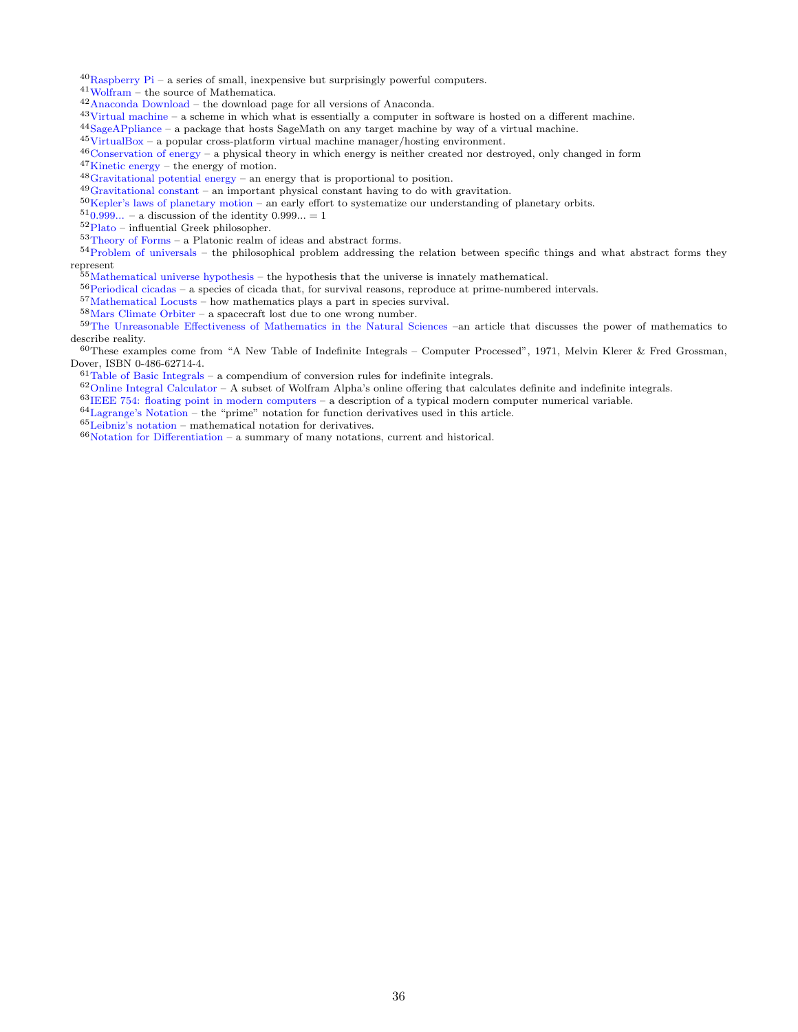[40]Raspberry Pi – a series of small, inexpensive but surprisingly powerful computers.

[41]Wolfram – the source of Mathematica.

[42]Anaconda Download – the download page for all versions of Anaconda.

[43]Virtual machine – a scheme in which what is essentially a computer in software is hosted on a different machine.

[44]SageAPpliance – a package that hosts SageMath on any target machine by way of a virtual machine.

[45]VirtualBox – a popular cross-platform virtual machine manager/hosting environment.

[46]Conservation of energy – a physical theory in which energy is neither created nor destroyed, only changed in form

[47]Kinetic energy – the energy of motion.

[48]Gravitational potential energy – an energy that is proportional to position.

[49]Gravitational constant – an important physical constant having to do with gravitation.

[50]Kepler's laws of planetary motion – an early effort to systematize our understanding of planetary orbits.

[51]0.999... – a discussion of the identity 0.999... = 1

[52]Plato – influential Greek philosopher.

[53]Theory of Forms – a Platonic realm of ideas and abstract forms.

[54]Problem of universals – the philosophical problem addressing the relation between specific things and what abstract forms they represent

[55]Mathematical universe hypothesis – the hypothesis that the universe is innately mathematical.

[56]Periodical cicadas – a species of cicada that, for survival reasons, reproduce at prime-numbered intervals.

[57]Mathematical Locusts – how mathematics plays a part in species survival.

[58]Mars Climate Orbiter – a spacecraft lost due to one wrong number.

[59]The Unreasonable Effectiveness of Mathematics in the Natural Sciences –an article that discusses the power of mathematics to describe reality.

[60]These examples come from "A New Table of Indefinite Integrals – Computer Processed", 1971, Melvin Klerer & Fred Grossman, Dover, ISBN 0-486-62714-4.

[61]Table of Basic Integrals – a compendium of conversion rules for indefinite integrals.

[62]Online Integral Calculator – A subset of Wolfram Alpha's online offering that calculates definite and indefinite integrals.

[63]IEEE 754: floating point in modern computers – a description of a typical modern computer numerical variable.

[64]Lagrange's Notation – the "prime" notation for function derivatives used in this article.

[65]Leibniz's notation – mathematical notation for derivatives.

[66]Notation for Differentiation – a summary of many notations, current and historical.